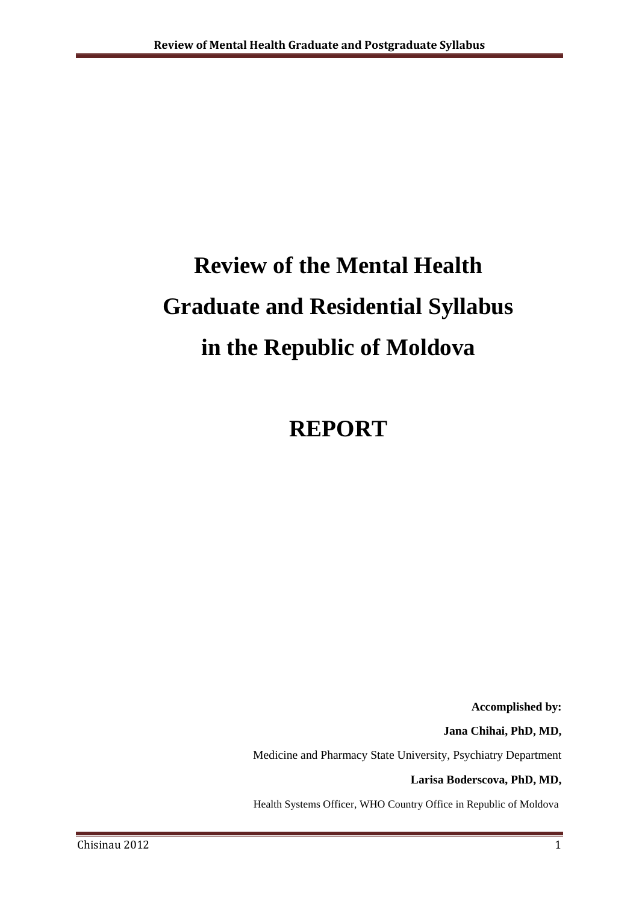# Review of the Mental Health Graduate and Residential Syllabus in the Republic of Moldova

# REPORT

**Accomplished by:**

**Jana Chihai, PhD, MD,**

Medicine and Pharmacy State University, Psychiatry Department

**Larisa Boderscova, PhD, MD,**

Health Systems Officer, WHO Country Office in Republic of Moldova

Chisinau 2012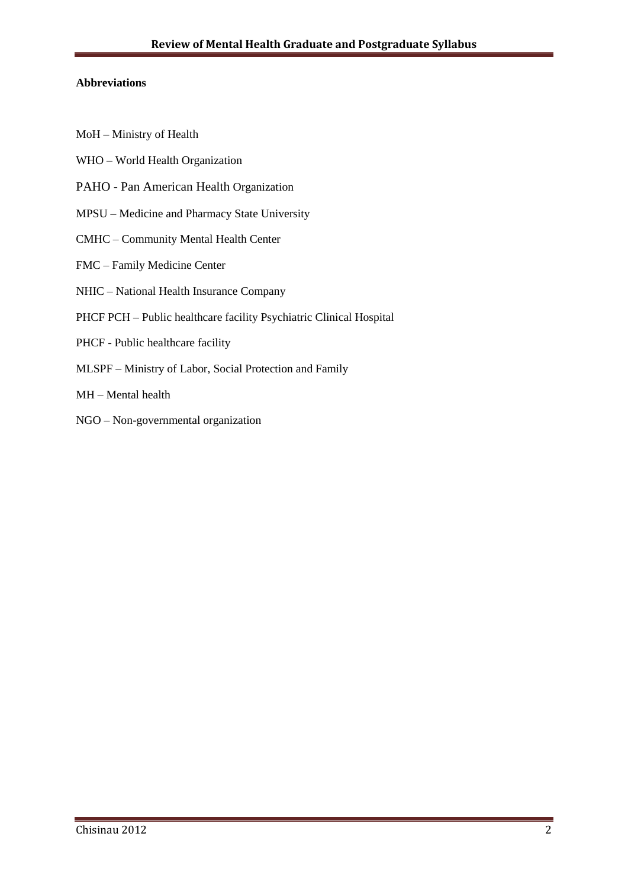**Abbreviations**

MoH – Ministry of Health

WHO – World Health Organization

PAHO - Pan American Health Organization

MPSU – Medicine and Pharmacy State University

CMHC – Community Mental Health Center

FMC – Family Medicine Center

NHIC – National Health Insurance Company

PHCF PCH – Public healthcare facility Psychiatric Clinical Hospital

PHCF - Public healthcare facility

MLSPF – Ministry of Labor, Social Protection and Family

MH – Mental health

NGO – Non-governmental organization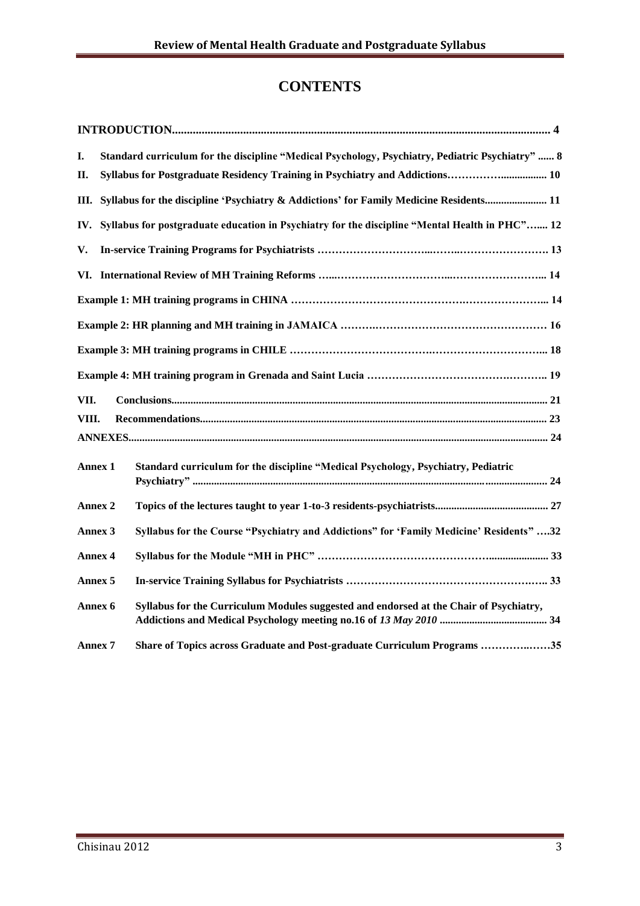# CONTENTS

**INTRODUCTION** ........................................................................................................................ 4

**I. Standard curriculum for the discipline "Medical Psychology, Psychiatry, Pediatric Psychiatry"** ...... 8

**II. Syllabus for Postgraduate Residency Training in Psychiatry and Addictions** ................................ 10

**III. Syllabus for the discipline 'Psychiatry & Addictions' for Family Medicine Residents** ...................... 11

**IV. Syllabus for postgraduate education in Psychiatry for the discipline "Mental Health in PHC"** ...... 12

**V. In-service Training Programs for Psychiatrists** ............................................................. 13

**VI. International Review of MH Training Reforms** ............................................................. 14

**Example 1: MH training programs in CHINA** ............................................................. 14

**Example 2: HR planning and MH training in JAMAICA** ............................................................. 16

**Example 3: MH training programs in CHILE** ............................................................. 18

**Example 4: MH training program in Grenada and Saint Lucia** ............................................................. 19

**VII. Conclusions** ........................................................................................................................ 21

**VIII. Recommendations** ........................................................................................................................ 23

**ANNEXES** ........................................................................................................................ 24

**Annex 1** Standard curriculum for the discipline "Medical Psychology, Psychiatry, Pediatric Psychiatry" ........................................................................................................................ 24

**Annex 2** Topics of the lectures taught to year 1-to-3 residents-psychiatrists ........................................ 27

**Annex 3** Syllabus for the Course "Psychiatry and Addictions" for 'Family Medicine' Residents" ....32

**Annex 4** Syllabus for the Module "MH in PHC" ........................................................................ 33

**Annex 5** In-service Training Syllabus for Psychiatrists ........................................................................ 33

**Annex 6** Syllabus for the Curriculum Modules suggested and endorsed at the Chair of Psychiatry, Addictions and Medical Psychology meeting no.16 of *13 May 2010* ........................................ 34

**Annex 7** Share of Topics across Graduate and Post-graduate Curriculum Programs ....................35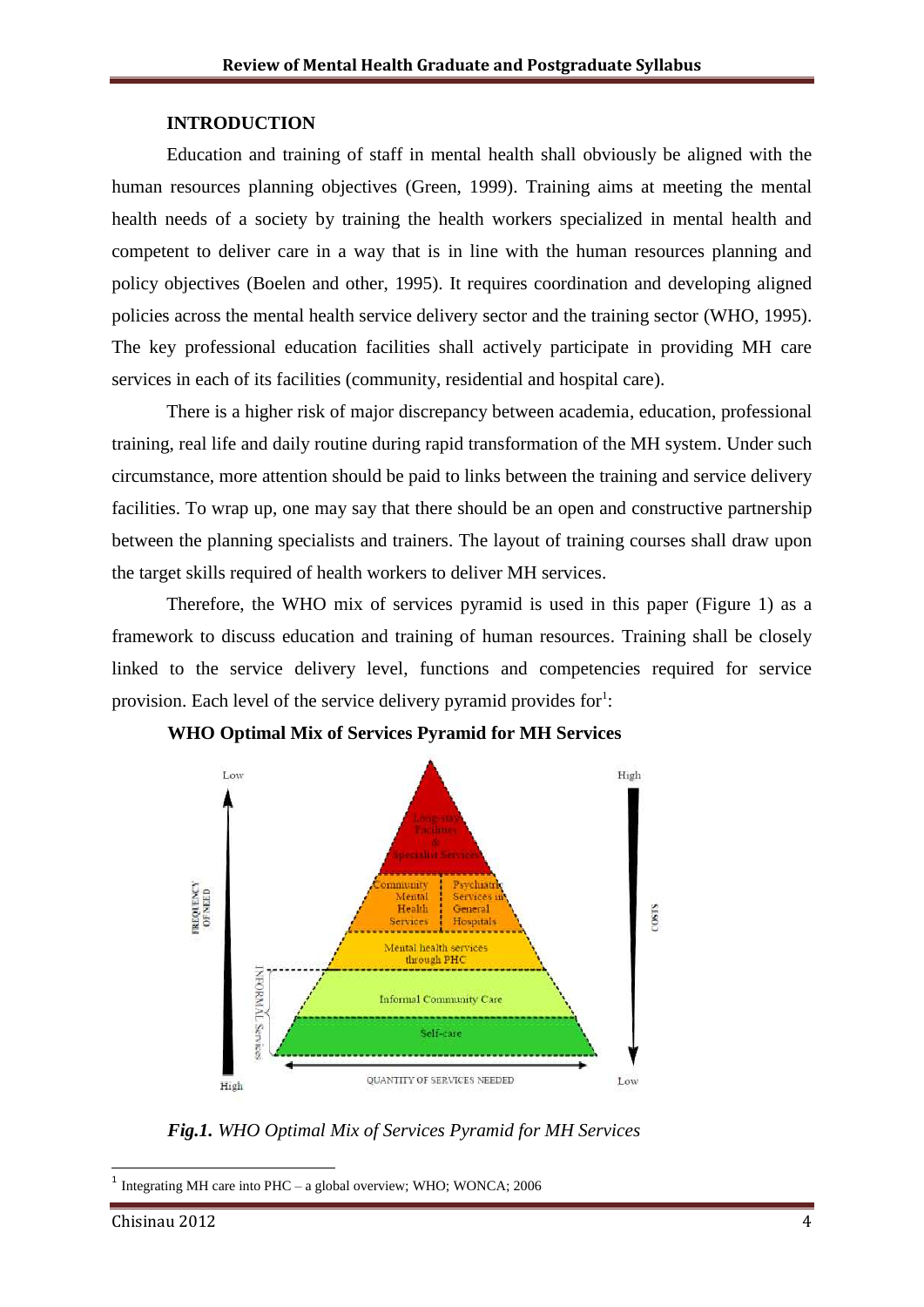## INTRODUCTION

Education and training of staff in mental health shall obviously be aligned with the human resources planning objectives (Green, 1999). Training aims at meeting the mental health needs of a society by training the health workers specialized in mental health and competent to deliver care in a way that is in line with the human resources planning and policy objectives (Boelen and other, 1995). It requires coordination and developing aligned policies across the mental health service delivery sector and the training sector (WHO, 1995). The key professional education facilities shall actively participate in providing MH care services in each of its facilities (community, residential and hospital care).

There is a higher risk of major discrepancy between academia, education, professional training, real life and daily routine during rapid transformation of the MH system. Under such circumstance, more attention should be paid to links between the training and service delivery facilities. To wrap up, one may say that there should be an open and constructive partnership between the planning specialists and trainers. The layout of training courses shall draw upon the target skills required of health workers to deliver MH services.

Therefore, the WHO mix of services pyramid is used in this paper (Figure 1) as a framework to discuss education and training of human resources. Training shall be closely linked to the service delivery level, functions and competencies required for service provision. Each level of the service delivery pyramid provides for[1]:

**WHO Optimal Mix of Services Pyramid for MH Services**

Low — High

FREQUENCY OF NEED — COSTS

- Long-stay Facilities & Specialist Services
- Community Mental Health Services | Psychiatric Services in General Hospitals
- Mental health services through PHC
- Informal Community Care
- Self-care

INFORMAL Services

High — QUANTITY OF SERVICES NEEDED — Low

***Fig.1.*** *WHO Optimal Mix of Services Pyramid for MH Services*

---

[1] Integrating MH care into PHC – a global overview; WHO; WONCA; 2006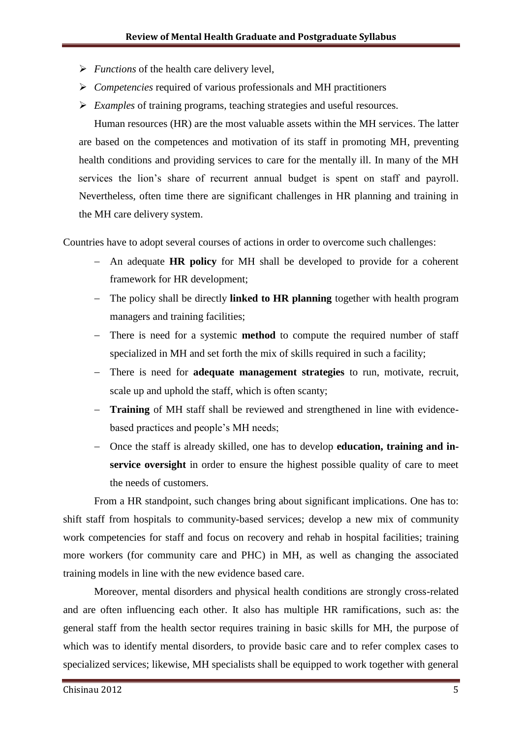- *Functions* of the health care delivery level,
- *Competencies* required of various professionals and MH practitioners
- *Examples* of training programs, teaching strategies and useful resources.

Human resources (HR) are the most valuable assets within the MH services. The latter are based on the competences and motivation of its staff in promoting MH, preventing health conditions and providing services to care for the mentally ill. In many of the MH services the lion's share of recurrent annual budget is spent on staff and payroll. Nevertheless, often time there are significant challenges in HR planning and training in the MH care delivery system.

Countries have to adopt several courses of actions in order to overcome such challenges:

- An adequate **HR policy** for MH shall be developed to provide for a coherent framework for HR development;
- The policy shall be directly **linked to HR planning** together with health program managers and training facilities;
- There is need for a systemic **method** to compute the required number of staff specialized in MH and set forth the mix of skills required in such a facility;
- There is need for **adequate management strategies** to run, motivate, recruit, scale up and uphold the staff, which is often scanty;
- **Training** of MH staff shall be reviewed and strengthened in line with evidence-based practices and people's MH needs;
- Once the staff is already skilled, one has to develop **education, training and in-service oversight** in order to ensure the highest possible quality of care to meet the needs of customers.

From a HR standpoint, such changes bring about significant implications. One has to: shift staff from hospitals to community-based services; develop a new mix of community work competencies for staff and focus on recovery and rehab in hospital facilities; training more workers (for community care and PHC) in MH, as well as changing the associated training models in line with the new evidence based care.

Moreover, mental disorders and physical health conditions are strongly cross-related and are often influencing each other. It also has multiple HR ramifications, such as: the general staff from the health sector requires training in basic skills for MH, the purpose of which was to identify mental disorders, to provide basic care and to refer complex cases to specialized services; likewise, MH specialists shall be equipped to work together with general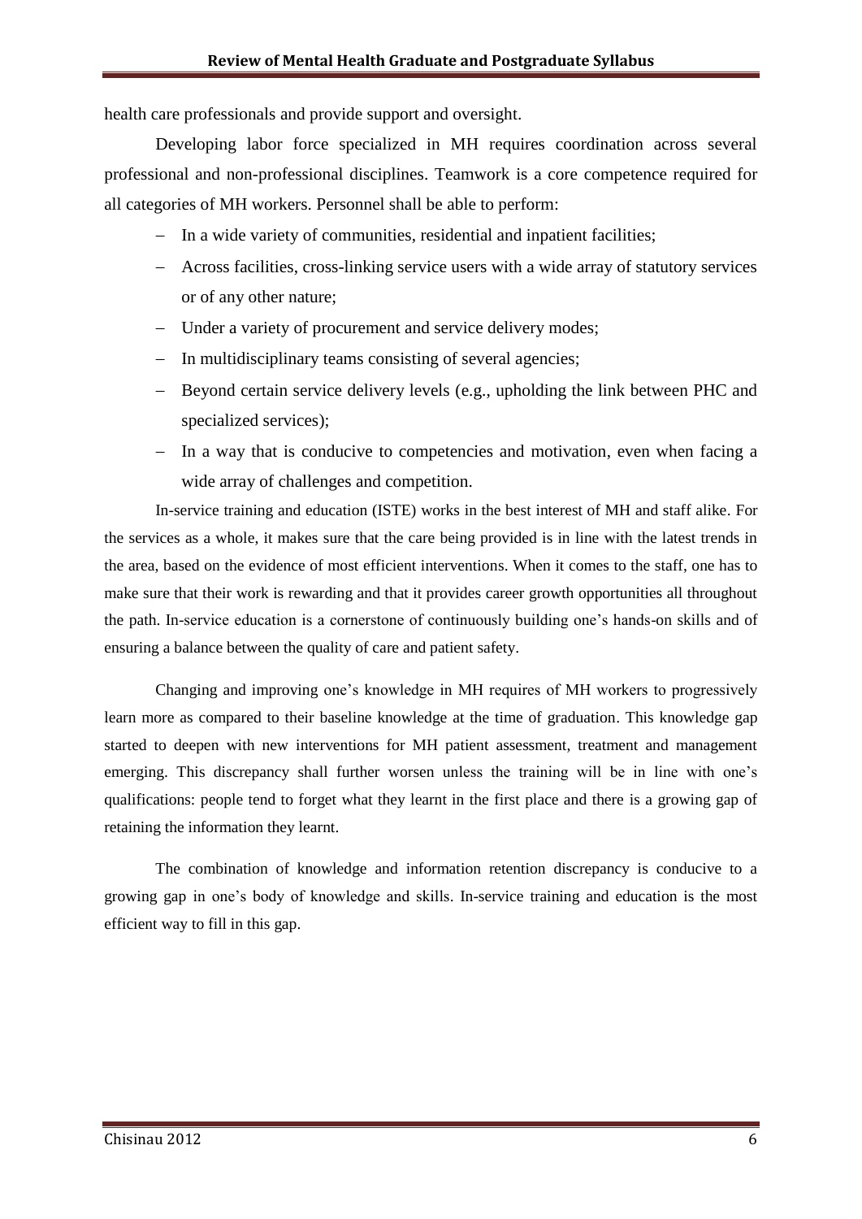health care professionals and provide support and oversight.

Developing labor force specialized in MH requires coordination across several professional and non-professional disciplines. Teamwork is a core competence required for all categories of MH workers. Personnel shall be able to perform:

- In a wide variety of communities, residential and inpatient facilities;
- Across facilities, cross-linking service users with a wide array of statutory services or of any other nature;
- Under a variety of procurement and service delivery modes;
- In multidisciplinary teams consisting of several agencies;
- Beyond certain service delivery levels (e.g., upholding the link between PHC and specialized services);
- In a way that is conducive to competencies and motivation, even when facing a wide array of challenges and competition.

In-service training and education (ISTE) works in the best interest of MH and staff alike. For the services as a whole, it makes sure that the care being provided is in line with the latest trends in the area, based on the evidence of most efficient interventions. When it comes to the staff, one has to make sure that their work is rewarding and that it provides career growth opportunities all throughout the path. In-service education is a cornerstone of continuously building one's hands-on skills and of ensuring a balance between the quality of care and patient safety.

Changing and improving one's knowledge in MH requires of MH workers to progressively learn more as compared to their baseline knowledge at the time of graduation. This knowledge gap started to deepen with new interventions for MH patient assessment, treatment and management emerging. This discrepancy shall further worsen unless the training will be in line with one's qualifications: people tend to forget what they learnt in the first place and there is a growing gap of retaining the information they learnt.

The combination of knowledge and information retention discrepancy is conducive to a growing gap in one's body of knowledge and skills. In-service training and education is the most efficient way to fill in this gap.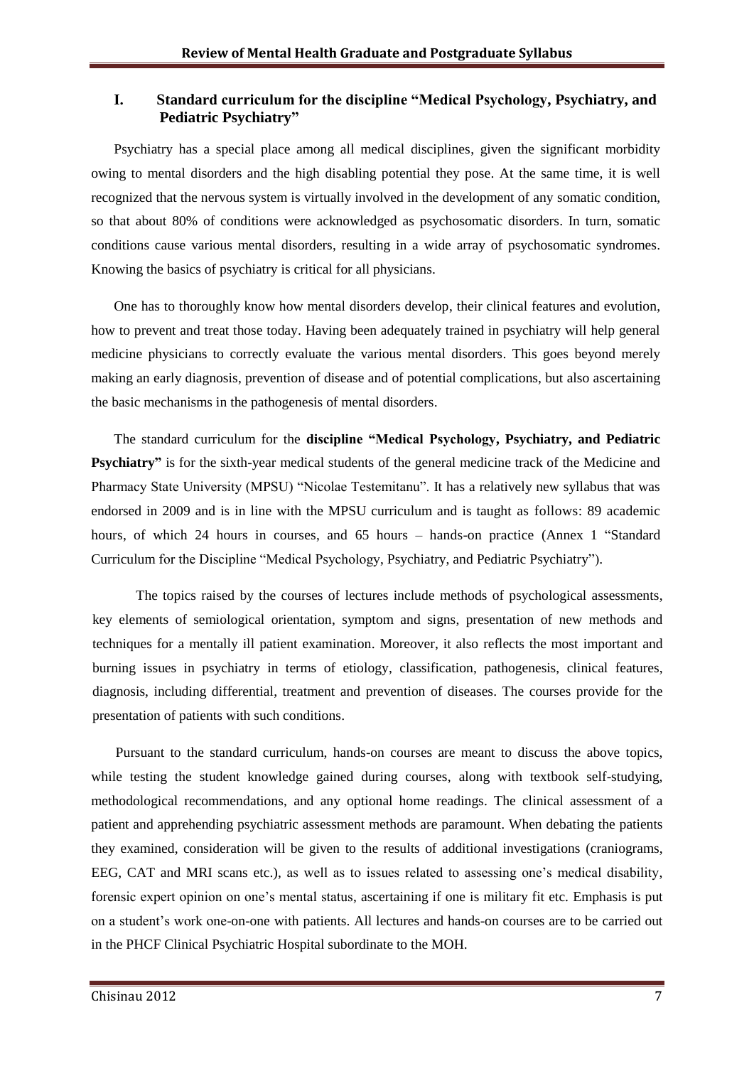## I. Standard curriculum for the discipline "Medical Psychology, Psychiatry, and Pediatric Psychiatry"

Psychiatry has a special place among all medical disciplines, given the significant morbidity owing to mental disorders and the high disabling potential they pose. At the same time, it is well recognized that the nervous system is virtually involved in the development of any somatic condition, so that about 80% of conditions were acknowledged as psychosomatic disorders. In turn, somatic conditions cause various mental disorders, resulting in a wide array of psychosomatic syndromes. Knowing the basics of psychiatry is critical for all physicians.

One has to thoroughly know how mental disorders develop, their clinical features and evolution, how to prevent and treat those today. Having been adequately trained in psychiatry will help general medicine physicians to correctly evaluate the various mental disorders. This goes beyond merely making an early diagnosis, prevention of disease and of potential complications, but also ascertaining the basic mechanisms in the pathogenesis of mental disorders.

The standard curriculum for the **discipline "Medical Psychology, Psychiatry, and Pediatric Psychiatry"** is for the sixth-year medical students of the general medicine track of the Medicine and Pharmacy State University (MPSU) "Nicolae Testemitanu". It has a relatively new syllabus that was endorsed in 2009 and is in line with the MPSU curriculum and is taught as follows: 89 academic hours, of which 24 hours in courses, and 65 hours – hands-on practice (Annex 1 "Standard Curriculum for the Discipline "Medical Psychology, Psychiatry, and Pediatric Psychiatry").

The topics raised by the courses of lectures include methods of psychological assessments, key elements of semiological orientation, symptom and signs, presentation of new methods and techniques for a mentally ill patient examination. Moreover, it also reflects the most important and burning issues in psychiatry in terms of etiology, classification, pathogenesis, clinical features, diagnosis, including differential, treatment and prevention of diseases. The courses provide for the presentation of patients with such conditions.

Pursuant to the standard curriculum, hands-on courses are meant to discuss the above topics, while testing the student knowledge gained during courses, along with textbook self-studying, methodological recommendations, and any optional home readings. The clinical assessment of a patient and apprehending psychiatric assessment methods are paramount. When debating the patients they examined, consideration will be given to the results of additional investigations (craniograms, EEG, CAT and MRI scans etc.), as well as to issues related to assessing one's medical disability, forensic expert opinion on one's mental status, ascertaining if one is military fit etc. Emphasis is put on a student's work one-on-one with patients. All lectures and hands-on courses are to be carried out in the PHCF Clinical Psychiatric Hospital subordinate to the MOH.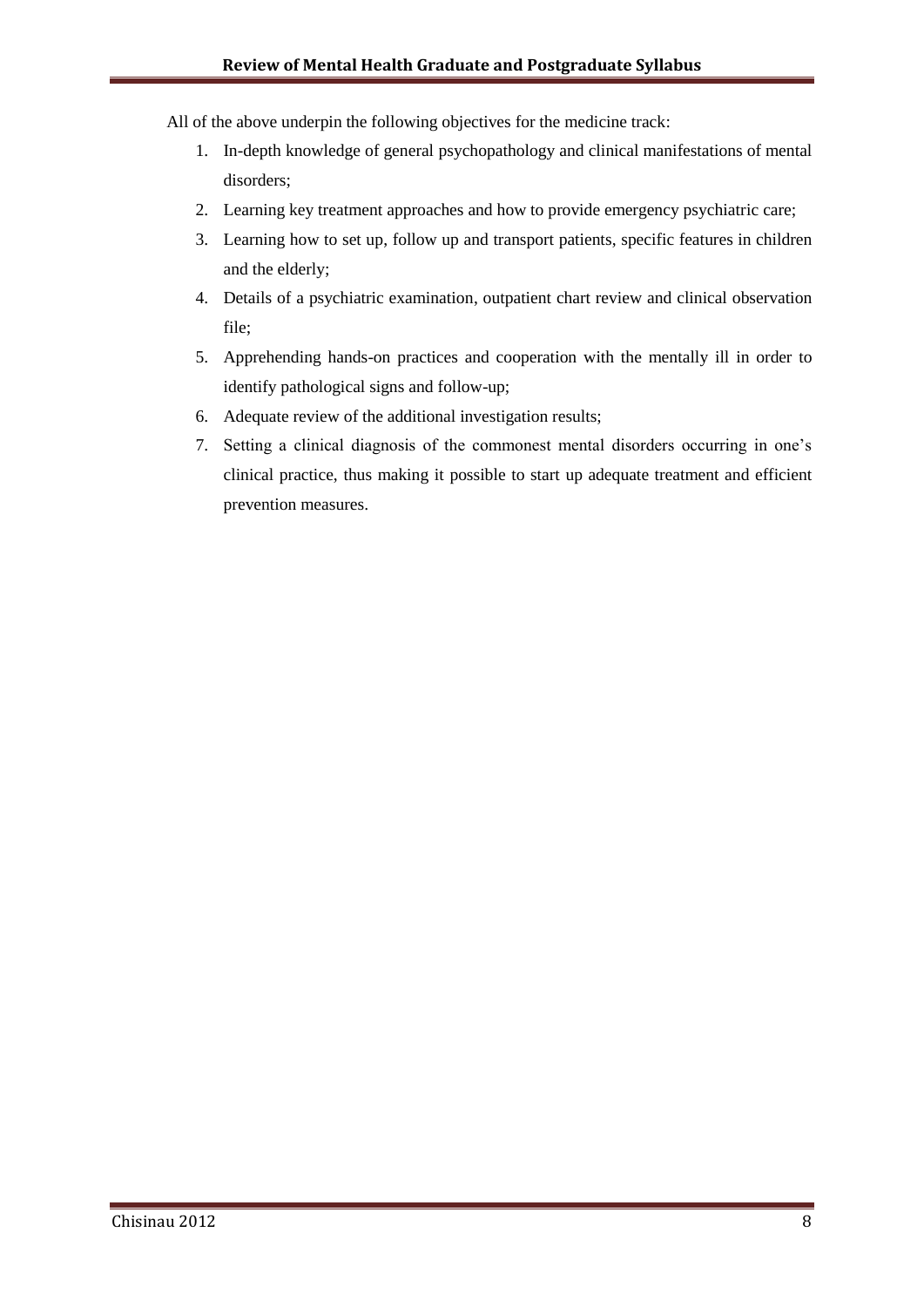All of the above underpin the following objectives for the medicine track:

1. In-depth knowledge of general psychopathology and clinical manifestations of mental disorders;
2. Learning key treatment approaches and how to provide emergency psychiatric care;
3. Learning how to set up, follow up and transport patients, specific features in children and the elderly;
4. Details of a psychiatric examination, outpatient chart review and clinical observation file;
5. Apprehending hands-on practices and cooperation with the mentally ill in order to identify pathological signs and follow-up;
6. Adequate review of the additional investigation results;
7. Setting a clinical diagnosis of the commonest mental disorders occurring in one's clinical practice, thus making it possible to start up adequate treatment and efficient prevention measures.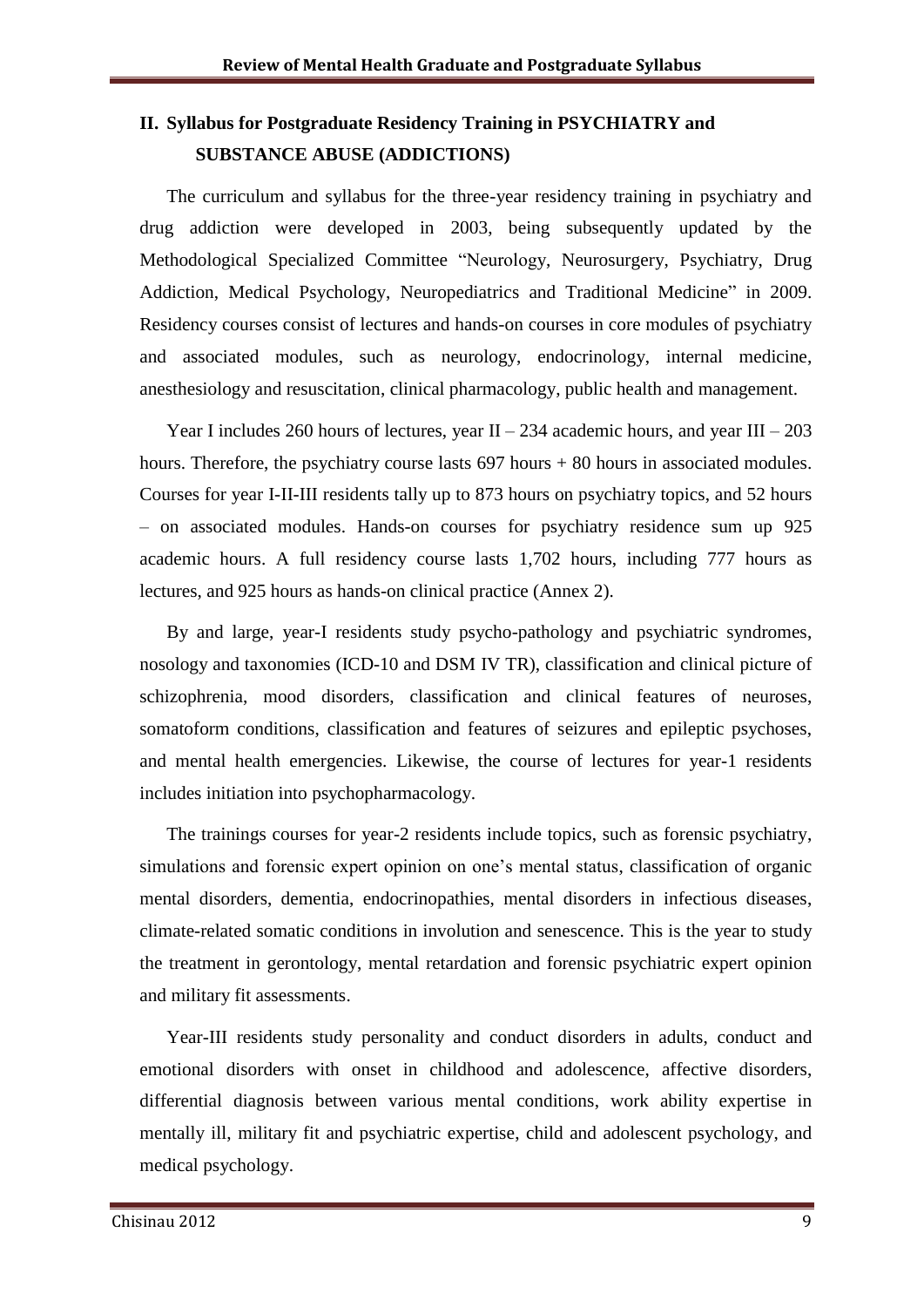## II. Syllabus for Postgraduate Residency Training in PSYCHIATRY and SUBSTANCE ABUSE (ADDICTIONS)

The curriculum and syllabus for the three-year residency training in psychiatry and drug addiction were developed in 2003, being subsequently updated by the Methodological Specialized Committee "Neurology, Neurosurgery, Psychiatry, Drug Addiction, Medical Psychology, Neuropediatrics and Traditional Medicine" in 2009. Residency courses consist of lectures and hands-on courses in core modules of psychiatry and associated modules, such as neurology, endocrinology, internal medicine, anesthesiology and resuscitation, clinical pharmacology, public health and management.

Year I includes 260 hours of lectures, year II – 234 academic hours, and year III – 203 hours. Therefore, the psychiatry course lasts 697 hours + 80 hours in associated modules. Courses for year I-II-III residents tally up to 873 hours on psychiatry topics, and 52 hours – on associated modules. Hands-on courses for psychiatry residence sum up 925 academic hours. A full residency course lasts 1,702 hours, including 777 hours as lectures, and 925 hours as hands-on clinical practice (Annex 2).

By and large, year-I residents study psycho-pathology and psychiatric syndromes, nosology and taxonomies (ICD-10 and DSM IV TR), classification and clinical picture of schizophrenia, mood disorders, classification and clinical features of neuroses, somatoform conditions, classification and features of seizures and epileptic psychoses, and mental health emergencies. Likewise, the course of lectures for year-1 residents includes initiation into psychopharmacology.

The trainings courses for year-2 residents include topics, such as forensic psychiatry, simulations and forensic expert opinion on one's mental status, classification of organic mental disorders, dementia, endocrinopathies, mental disorders in infectious diseases, climate-related somatic conditions in involution and senescence. This is the year to study the treatment in gerontology, mental retardation and forensic psychiatric expert opinion and military fit assessments.

Year-III residents study personality and conduct disorders in adults, conduct and emotional disorders with onset in childhood and adolescence, affective disorders, differential diagnosis between various mental conditions, work ability expertise in mentally ill, military fit and psychiatric expertise, child and adolescent psychology, and medical psychology.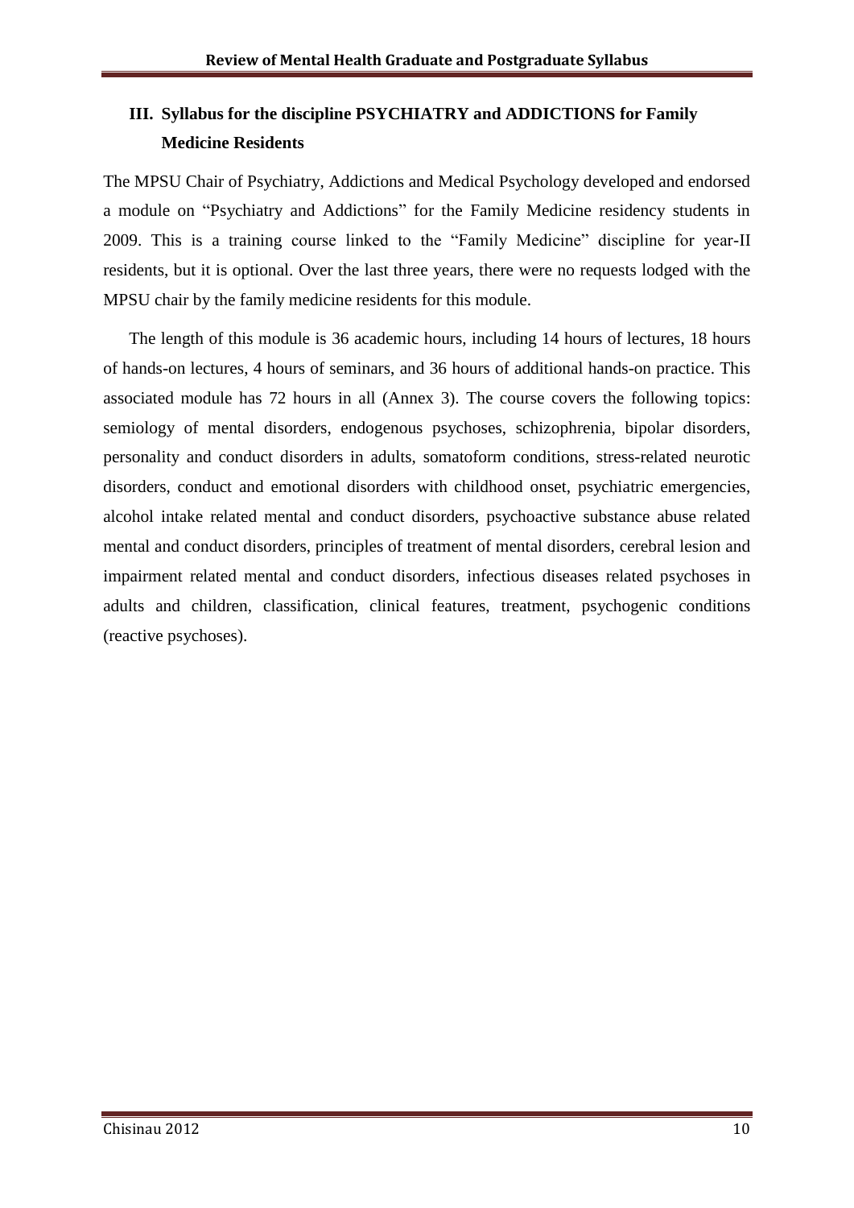## III. Syllabus for the discipline PSYCHIATRY and ADDICTIONS for Family Medicine Residents

The MPSU Chair of Psychiatry, Addictions and Medical Psychology developed and endorsed a module on "Psychiatry and Addictions" for the Family Medicine residency students in 2009. This is a training course linked to the "Family Medicine" discipline for year-II residents, but it is optional. Over the last three years, there were no requests lodged with the MPSU chair by the family medicine residents for this module.

The length of this module is 36 academic hours, including 14 hours of lectures, 18 hours of hands-on lectures, 4 hours of seminars, and 36 hours of additional hands-on practice. This associated module has 72 hours in all (Annex 3). The course covers the following topics: semiology of mental disorders, endogenous psychoses, schizophrenia, bipolar disorders, personality and conduct disorders in adults, somatoform conditions, stress-related neurotic disorders, conduct and emotional disorders with childhood onset, psychiatric emergencies, alcohol intake related mental and conduct disorders, psychoactive substance abuse related mental and conduct disorders, principles of treatment of mental disorders, cerebral lesion and impairment related mental and conduct disorders, infectious diseases related psychoses in adults and children, classification, clinical features, treatment, psychogenic conditions (reactive psychoses).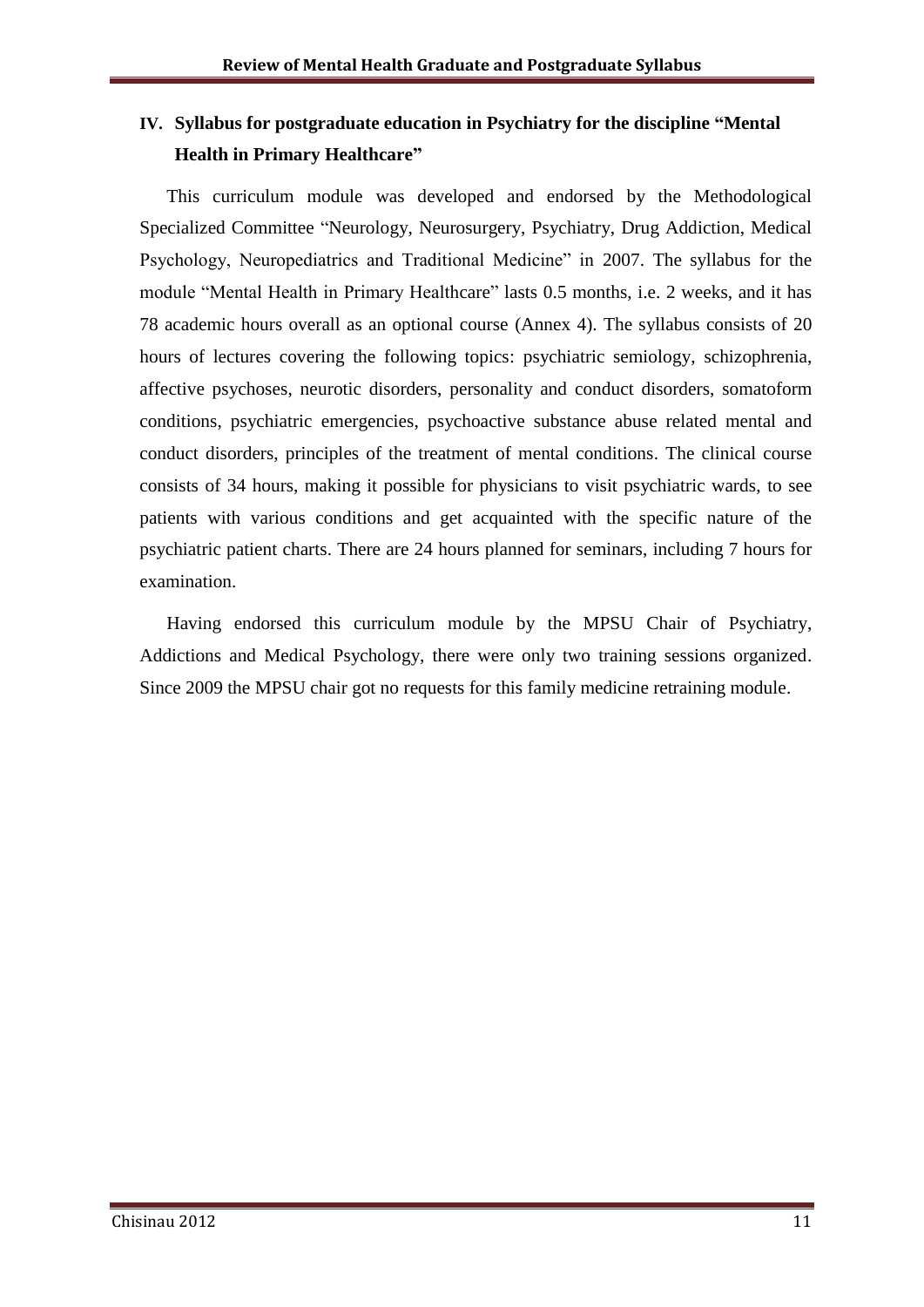## IV. Syllabus for postgraduate education in Psychiatry for the discipline "Mental Health in Primary Healthcare"

This curriculum module was developed and endorsed by the Methodological Specialized Committee "Neurology, Neurosurgery, Psychiatry, Drug Addiction, Medical Psychology, Neuropediatrics and Traditional Medicine" in 2007. The syllabus for the module "Mental Health in Primary Healthcare" lasts 0.5 months, i.e. 2 weeks, and it has 78 academic hours overall as an optional course (Annex 4). The syllabus consists of 20 hours of lectures covering the following topics: psychiatric semiology, schizophrenia, affective psychoses, neurotic disorders, personality and conduct disorders, somatoform conditions, psychiatric emergencies, psychoactive substance abuse related mental and conduct disorders, principles of the treatment of mental conditions. The clinical course consists of 34 hours, making it possible for physicians to visit psychiatric wards, to see patients with various conditions and get acquainted with the specific nature of the psychiatric patient charts. There are 24 hours planned for seminars, including 7 hours for examination.

Having endorsed this curriculum module by the MPSU Chair of Psychiatry, Addictions and Medical Psychology, there were only two training sessions organized. Since 2009 the MPSU chair got no requests for this family medicine retraining module.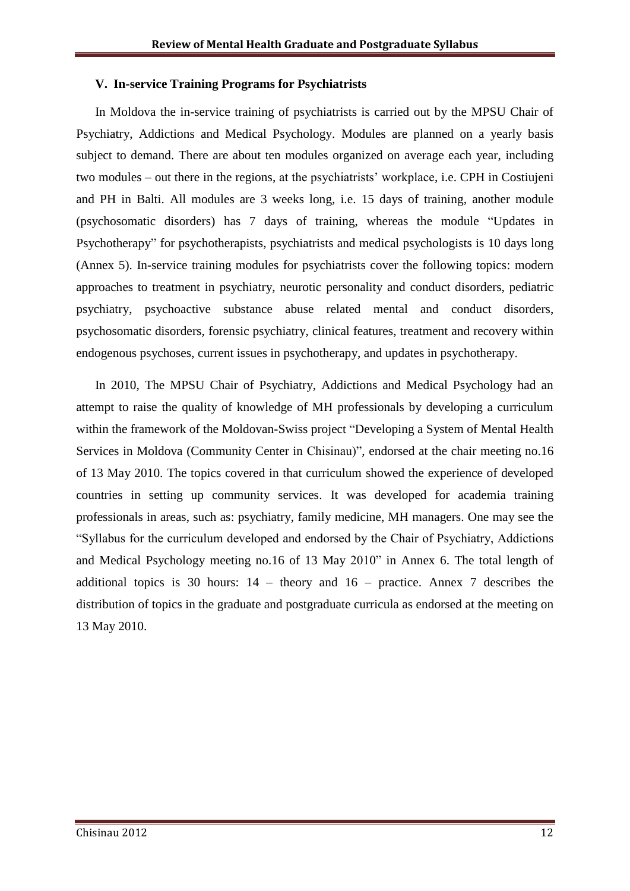## V. In-service Training Programs for Psychiatrists

In Moldova the in-service training of psychiatrists is carried out by the MPSU Chair of Psychiatry, Addictions and Medical Psychology. Modules are planned on a yearly basis subject to demand. There are about ten modules organized on average each year, including two modules – out there in the regions, at the psychiatrists' workplace, i.e. CPH in Costiujeni and PH in Balti. All modules are 3 weeks long, i.e. 15 days of training, another module (psychosomatic disorders) has 7 days of training, whereas the module "Updates in Psychotherapy" for psychotherapists, psychiatrists and medical psychologists is 10 days long (Annex 5). In-service training modules for psychiatrists cover the following topics: modern approaches to treatment in psychiatry, neurotic personality and conduct disorders, pediatric psychiatry, psychoactive substance abuse related mental and conduct disorders, psychosomatic disorders, forensic psychiatry, clinical features, treatment and recovery within endogenous psychoses, current issues in psychotherapy, and updates in psychotherapy.

In 2010, The MPSU Chair of Psychiatry, Addictions and Medical Psychology had an attempt to raise the quality of knowledge of MH professionals by developing a curriculum within the framework of the Moldovan-Swiss project "Developing a System of Mental Health Services in Moldova (Community Center in Chisinau)", endorsed at the chair meeting no.16 of 13 May 2010. The topics covered in that curriculum showed the experience of developed countries in setting up community services. It was developed for academia training professionals in areas, such as: psychiatry, family medicine, MH managers. One may see the "Syllabus for the curriculum developed and endorsed by the Chair of Psychiatry, Addictions and Medical Psychology meeting no.16 of 13 May 2010" in Annex 6. The total length of additional topics is 30 hours: 14 – theory and 16 – practice. Annex 7 describes the distribution of topics in the graduate and postgraduate curricula as endorsed at the meeting on 13 May 2010.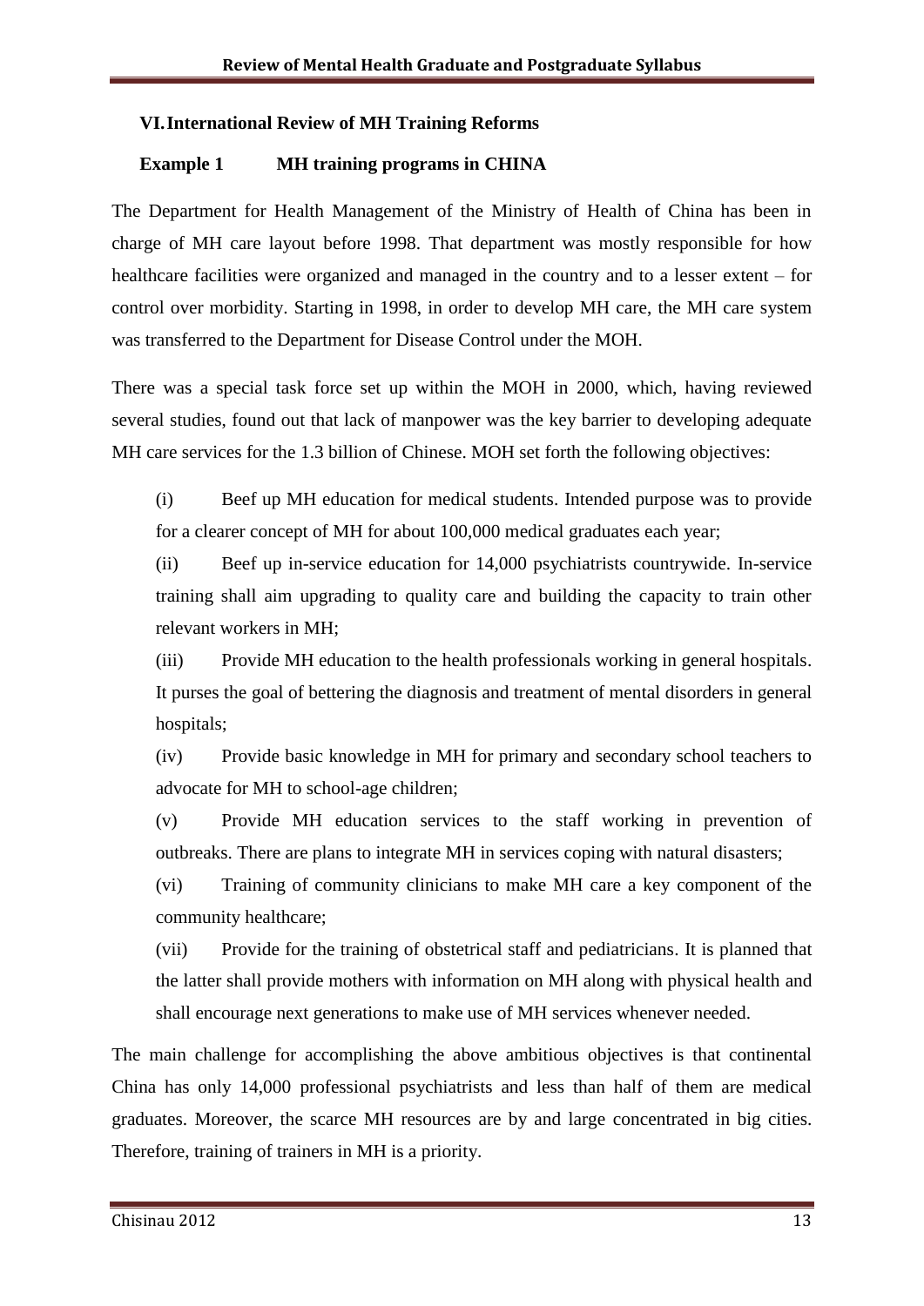## VI. International Review of MH Training Reforms

### Example 1 MH training programs in CHINA

The Department for Health Management of the Ministry of Health of China has been in charge of MH care layout before 1998. That department was mostly responsible for how healthcare facilities were organized and managed in the country and to a lesser extent – for control over morbidity. Starting in 1998, in order to develop MH care, the MH care system was transferred to the Department for Disease Control under the MOH.

There was a special task force set up within the MOH in 2000, which, having reviewed several studies, found out that lack of manpower was the key barrier to developing adequate MH care services for the 1.3 billion of Chinese. MOH set forth the following objectives:

(i) Beef up MH education for medical students. Intended purpose was to provide for a clearer concept of MH for about 100,000 medical graduates each year;

(ii) Beef up in-service education for 14,000 psychiatrists countrywide. In-service training shall aim upgrading to quality care and building the capacity to train other relevant workers in MH;

(iii) Provide MH education to the health professionals working in general hospitals. It purses the goal of bettering the diagnosis and treatment of mental disorders in general hospitals;

(iv) Provide basic knowledge in MH for primary and secondary school teachers to advocate for MH to school-age children;

(v) Provide MH education services to the staff working in prevention of outbreaks. There are plans to integrate MH in services coping with natural disasters;

(vi) Training of community clinicians to make MH care a key component of the community healthcare;

(vii) Provide for the training of obstetrical staff and pediatricians. It is planned that the latter shall provide mothers with information on MH along with physical health and shall encourage next generations to make use of MH services whenever needed.

The main challenge for accomplishing the above ambitious objectives is that continental China has only 14,000 professional psychiatrists and less than half of them are medical graduates. Moreover, the scarce MH resources are by and large concentrated in big cities. Therefore, training of trainers in MH is a priority.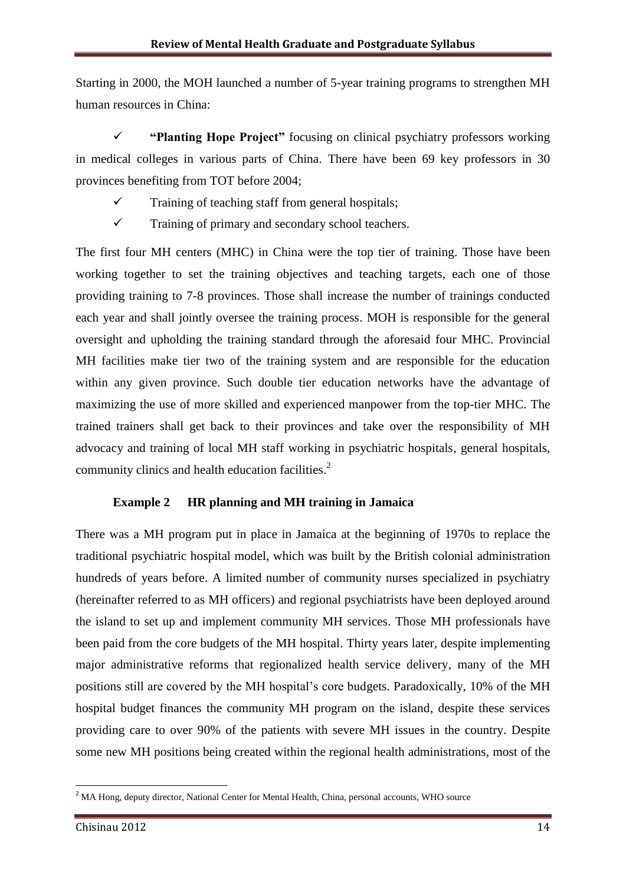Starting in 2000, the MOH launched a number of 5-year training programs to strengthen MH human resources in China:

- ✓ **"Planting Hope Project"** focusing on clinical psychiatry professors working in medical colleges in various parts of China. There have been 69 key professors in 30 provinces benefiting from TOT before 2004;
- ✓ Training of teaching staff from general hospitals;
- ✓ Training of primary and secondary school teachers.

The first four MH centers (MHC) in China were the top tier of training. Those have been working together to set the training objectives and teaching targets, each one of those providing training to 7-8 provinces. Those shall increase the number of trainings conducted each year and shall jointly oversee the training process. MOH is responsible for the general oversight and upholding the training standard through the aforesaid four MHC. Provincial MH facilities make tier two of the training system and are responsible for the education within any given province. Such double tier education networks have the advantage of maximizing the use of more skilled and experienced manpower from the top-tier MHC. The trained trainers shall get back to their provinces and take over the responsibility of MH advocacy and training of local MH staff working in psychiatric hospitals, general hospitals, community clinics and health education facilities.[2]

**Example 2 HR planning and MH training in Jamaica**

There was a MH program put in place in Jamaica at the beginning of 1970s to replace the traditional psychiatric hospital model, which was built by the British colonial administration hundreds of years before. A limited number of community nurses specialized in psychiatry (hereinafter referred to as MH officers) and regional psychiatrists have been deployed around the island to set up and implement community MH services. Those MH professionals have been paid from the core budgets of the MH hospital. Thirty years later, despite implementing major administrative reforms that regionalized health service delivery, many of the MH positions still are covered by the MH hospital's core budgets. Paradoxically, 10% of the MH hospital budget finances the community MH program on the island, despite these services providing care to over 90% of the patients with severe MH issues in the country. Despite some new MH positions being created within the regional health administrations, most of the

[2] MA Hong, deputy director, National Center for Mental Health, China, personal accounts, WHO source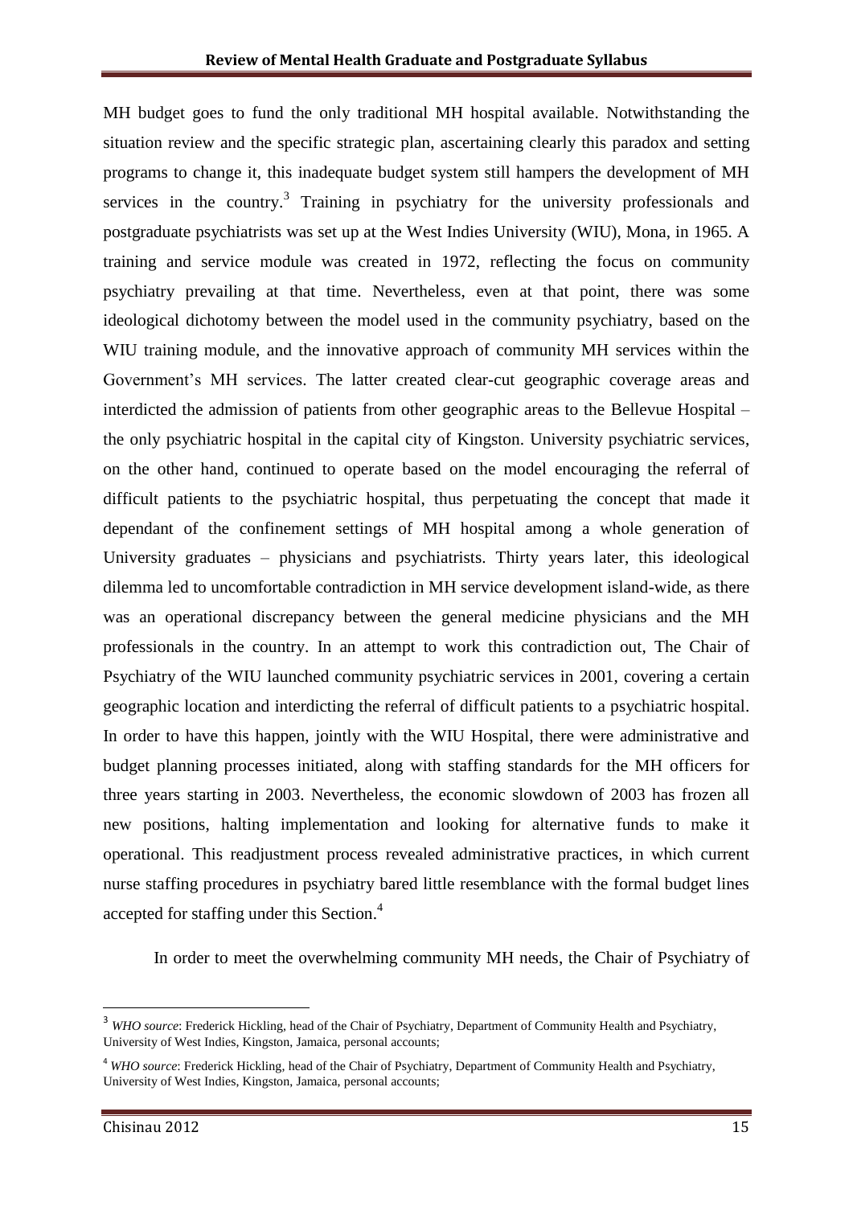MH budget goes to fund the only traditional MH hospital available. Notwithstanding the situation review and the specific strategic plan, ascertaining clearly this paradox and setting programs to change it, this inadequate budget system still hampers the development of MH services in the country.[3] Training in psychiatry for the university professionals and postgraduate psychiatrists was set up at the West Indies University (WIU), Mona, in 1965. A training and service module was created in 1972, reflecting the focus on community psychiatry prevailing at that time. Nevertheless, even at that point, there was some ideological dichotomy between the model used in the community psychiatry, based on the WIU training module, and the innovative approach of community MH services within the Government's MH services. The latter created clear-cut geographic coverage areas and interdicted the admission of patients from other geographic areas to the Bellevue Hospital – the only psychiatric hospital in the capital city of Kingston. University psychiatric services, on the other hand, continued to operate based on the model encouraging the referral of difficult patients to the psychiatric hospital, thus perpetuating the concept that made it dependant of the confinement settings of MH hospital among a whole generation of University graduates – physicians and psychiatrists. Thirty years later, this ideological dilemma led to uncomfortable contradiction in MH service development island-wide, as there was an operational discrepancy between the general medicine physicians and the MH professionals in the country. In an attempt to work this contradiction out, The Chair of Psychiatry of the WIU launched community psychiatric services in 2001, covering a certain geographic location and interdicting the referral of difficult patients to a psychiatric hospital. In order to have this happen, jointly with the WIU Hospital, there were administrative and budget planning processes initiated, along with staffing standards for the MH officers for three years starting in 2003. Nevertheless, the economic slowdown of 2003 has frozen all new positions, halting implementation and looking for alternative funds to make it operational. This readjustment process revealed administrative practices, in which current nurse staffing procedures in psychiatry bared little resemblance with the formal budget lines accepted for staffing under this Section.[4]

In order to meet the overwhelming community MH needs, the Chair of Psychiatry of

---

[3] *WHO source*: Frederick Hickling, head of the Chair of Psychiatry, Department of Community Health and Psychiatry, University of West Indies, Kingston, Jamaica, personal accounts;

[4] *WHO source*: Frederick Hickling, head of the Chair of Psychiatry, Department of Community Health and Psychiatry, University of West Indies, Kingston, Jamaica, personal accounts;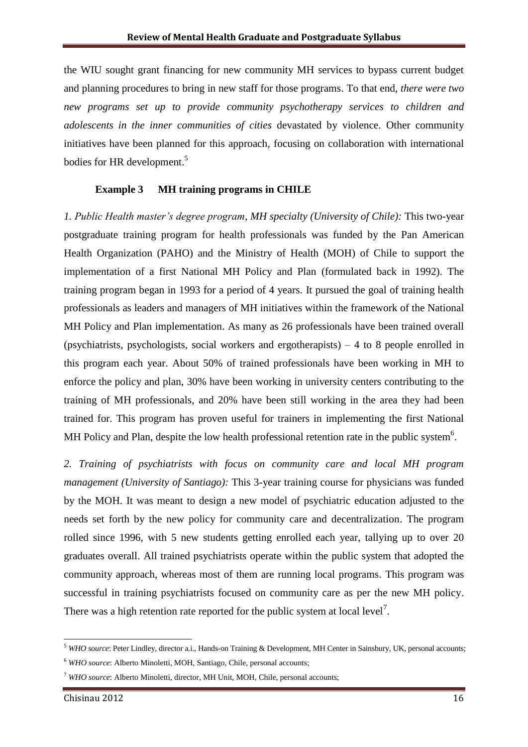the WIU sought grant financing for new community MH services to bypass current budget and planning procedures to bring in new staff for those programs. To that end, *there were two new programs set up to provide community psychotherapy services to children and adolescents in the inner communities of cities* devastated by violence. Other community initiatives have been planned for this approach, focusing on collaboration with international bodies for HR development.[5]

### Example 3 MH training programs in CHILE

*1. Public Health master's degree program, MH specialty (University of Chile):* This two-year postgraduate training program for health professionals was funded by the Pan American Health Organization (PAHO) and the Ministry of Health (MOH) of Chile to support the implementation of a first National MH Policy and Plan (formulated back in 1992). The training program began in 1993 for a period of 4 years. It pursued the goal of training health professionals as leaders and managers of MH initiatives within the framework of the National MH Policy and Plan implementation. As many as 26 professionals have been trained overall (psychiatrists, psychologists, social workers and ergotherapists) – 4 to 8 people enrolled in this program each year. About 50% of trained professionals have been working in MH to enforce the policy and plan, 30% have been working in university centers contributing to the training of MH professionals, and 20% have been still working in the area they had been trained for. This program has proven useful for trainers in implementing the first National MH Policy and Plan, despite the low health professional retention rate in the public system[6].

*2. Training of psychiatrists with focus on community care and local MH program management (University of Santiago):* This 3-year training course for physicians was funded by the MOH. It was meant to design a new model of psychiatric education adjusted to the needs set forth by the new policy for community care and decentralization. The program rolled since 1996, with 5 new students getting enrolled each year, tallying up to over 20 graduates overall. All trained psychiatrists operate within the public system that adopted the community approach, whereas most of them are running local programs. This program was successful in training psychiatrists focused on community care as per the new MH policy. There was a high retention rate reported for the public system at local level[7].

---

[5] *WHO source*: Peter Lindley, director a.i., Hands-on Training & Development, MH Center in Sainsbury, UK, personal accounts;

[6] *WHO source*: Alberto Minoletti, MOH, Santiago, Chile, personal accounts;

[7] *WHO source*: Alberto Minoletti, director, MH Unit, MOH, Chile, personal accounts;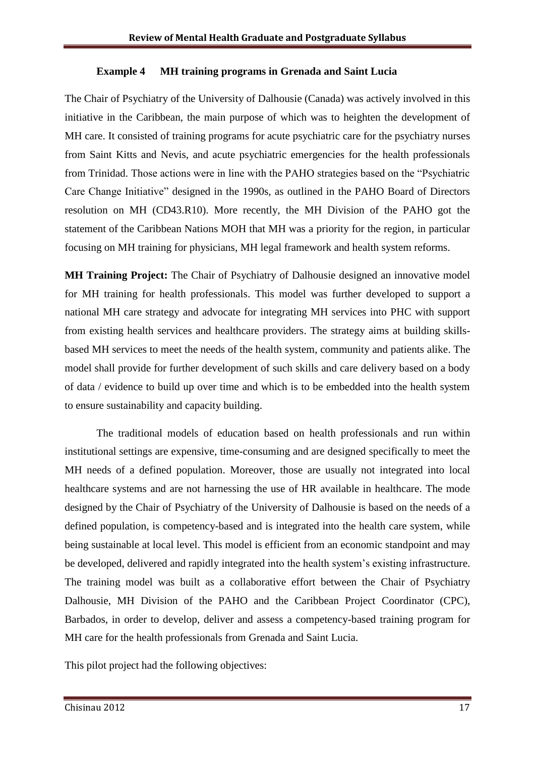**Example 4 MH training programs in Grenada and Saint Lucia**

The Chair of Psychiatry of the University of Dalhousie (Canada) was actively involved in this initiative in the Caribbean, the main purpose of which was to heighten the development of MH care. It consisted of training programs for acute psychiatric care for the psychiatry nurses from Saint Kitts and Nevis, and acute psychiatric emergencies for the health professionals from Trinidad. Those actions were in line with the PAHO strategies based on the "Psychiatric Care Change Initiative" designed in the 1990s, as outlined in the PAHO Board of Directors resolution on MH (CD43.R10). More recently, the MH Division of the PAHO got the statement of the Caribbean Nations MOH that MH was a priority for the region, in particular focusing on MH training for physicians, MH legal framework and health system reforms.

**MH Training Project:** The Chair of Psychiatry of Dalhousie designed an innovative model for MH training for health professionals. This model was further developed to support a national MH care strategy and advocate for integrating MH services into PHC with support from existing health services and healthcare providers. The strategy aims at building skills-based MH services to meet the needs of the health system, community and patients alike. The model shall provide for further development of such skills and care delivery based on a body of data / evidence to build up over time and which is to be embedded into the health system to ensure sustainability and capacity building.

The traditional models of education based on health professionals and run within institutional settings are expensive, time-consuming and are designed specifically to meet the MH needs of a defined population. Moreover, those are usually not integrated into local healthcare systems and are not harnessing the use of HR available in healthcare. The mode designed by the Chair of Psychiatry of the University of Dalhousie is based on the needs of a defined population, is competency-based and is integrated into the health care system, while being sustainable at local level. This model is efficient from an economic standpoint and may be developed, delivered and rapidly integrated into the health system's existing infrastructure. The training model was built as a collaborative effort between the Chair of Psychiatry Dalhousie, MH Division of the PAHO and the Caribbean Project Coordinator (CPC), Barbados, in order to develop, deliver and assess a competency-based training program for MH care for the health professionals from Grenada and Saint Lucia.

This pilot project had the following objectives: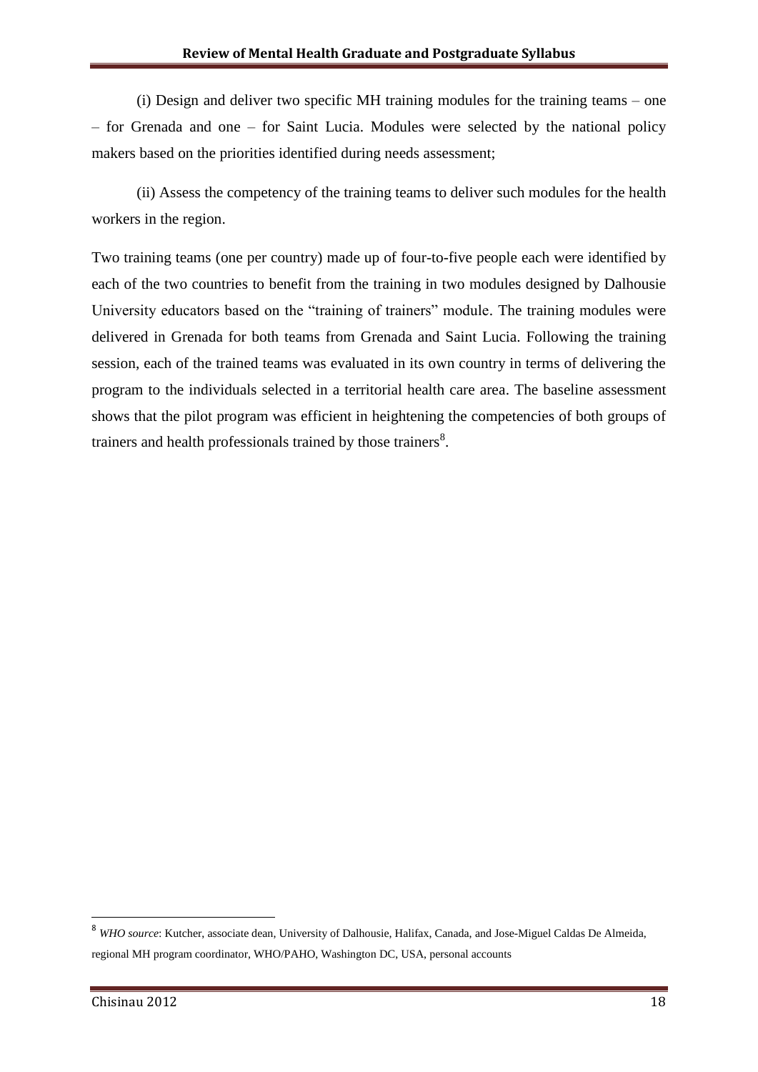(i) Design and deliver two specific MH training modules for the training teams – one – for Grenada and one – for Saint Lucia. Modules were selected by the national policy makers based on the priorities identified during needs assessment;

(ii) Assess the competency of the training teams to deliver such modules for the health workers in the region.

Two training teams (one per country) made up of four-to-five people each were identified by each of the two countries to benefit from the training in two modules designed by Dalhousie University educators based on the "training of trainers" module. The training modules were delivered in Grenada for both teams from Grenada and Saint Lucia. Following the training session, each of the trained teams was evaluated in its own country in terms of delivering the program to the individuals selected in a territorial health care area. The baseline assessment shows that the pilot program was efficient in heightening the competencies of both groups of trainers and health professionals trained by those trainers[8].

---

[8] *WHO source*: Kutcher, associate dean, University of Dalhousie, Halifax, Canada, and Jose-Miguel Caldas De Almeida, regional MH program coordinator, WHO/PAHO, Washington DC, USA, personal accounts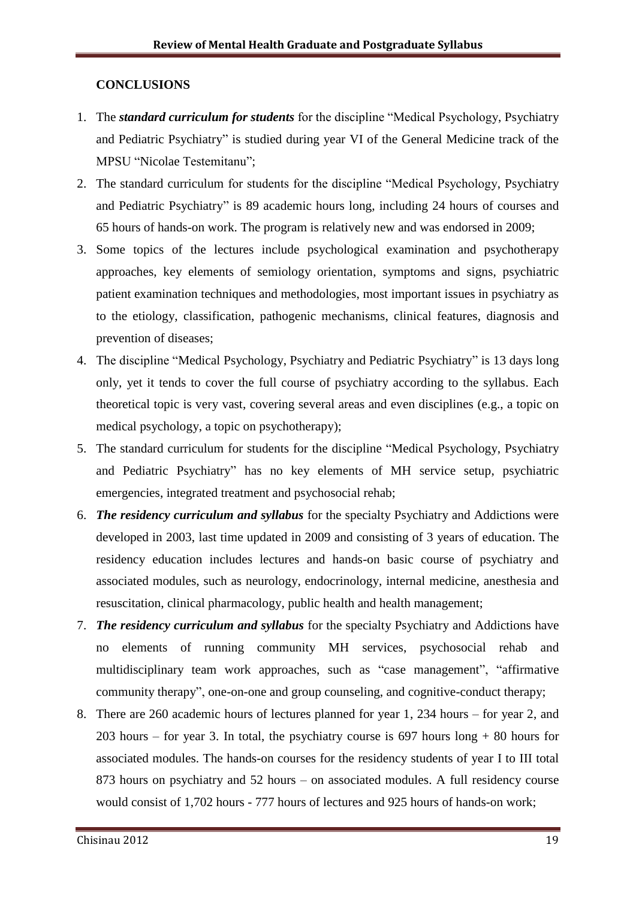## CONCLUSIONS

1. The ***standard curriculum for students*** for the discipline "Medical Psychology, Psychiatry and Pediatric Psychiatry" is studied during year VI of the General Medicine track of the MPSU "Nicolae Testemitanu";
2. The standard curriculum for students for the discipline "Medical Psychology, Psychiatry and Pediatric Psychiatry" is 89 academic hours long, including 24 hours of courses and 65 hours of hands-on work. The program is relatively new and was endorsed in 2009;
3. Some topics of the lectures include psychological examination and psychotherapy approaches, key elements of semiology orientation, symptoms and signs, psychiatric patient examination techniques and methodologies, most important issues in psychiatry as to the etiology, classification, pathogenic mechanisms, clinical features, diagnosis and prevention of diseases;
4. The discipline "Medical Psychology, Psychiatry and Pediatric Psychiatry" is 13 days long only, yet it tends to cover the full course of psychiatry according to the syllabus. Each theoretical topic is very vast, covering several areas and even disciplines (e.g., a topic on medical psychology, a topic on psychotherapy);
5. The standard curriculum for students for the discipline "Medical Psychology, Psychiatry and Pediatric Psychiatry" has no key elements of MH service setup, psychiatric emergencies, integrated treatment and psychosocial rehab;
6. ***The residency curriculum and syllabus*** for the specialty Psychiatry and Addictions were developed in 2003, last time updated in 2009 and consisting of 3 years of education. The residency education includes lectures and hands-on basic course of psychiatry and associated modules, such as neurology, endocrinology, internal medicine, anesthesia and resuscitation, clinical pharmacology, public health and health management;
7. ***The residency curriculum and syllabus*** for the specialty Psychiatry and Addictions have no elements of running community MH services, psychosocial rehab and multidisciplinary team work approaches, such as "case management", "affirmative community therapy", one-on-one and group counseling, and cognitive-conduct therapy;
8. There are 260 academic hours of lectures planned for year 1, 234 hours – for year 2, and 203 hours – for year 3. In total, the psychiatry course is 697 hours long + 80 hours for associated modules. The hands-on courses for the residency students of year I to III total 873 hours on psychiatry and 52 hours – on associated modules. A full residency course would consist of 1,702 hours - 777 hours of lectures and 925 hours of hands-on work;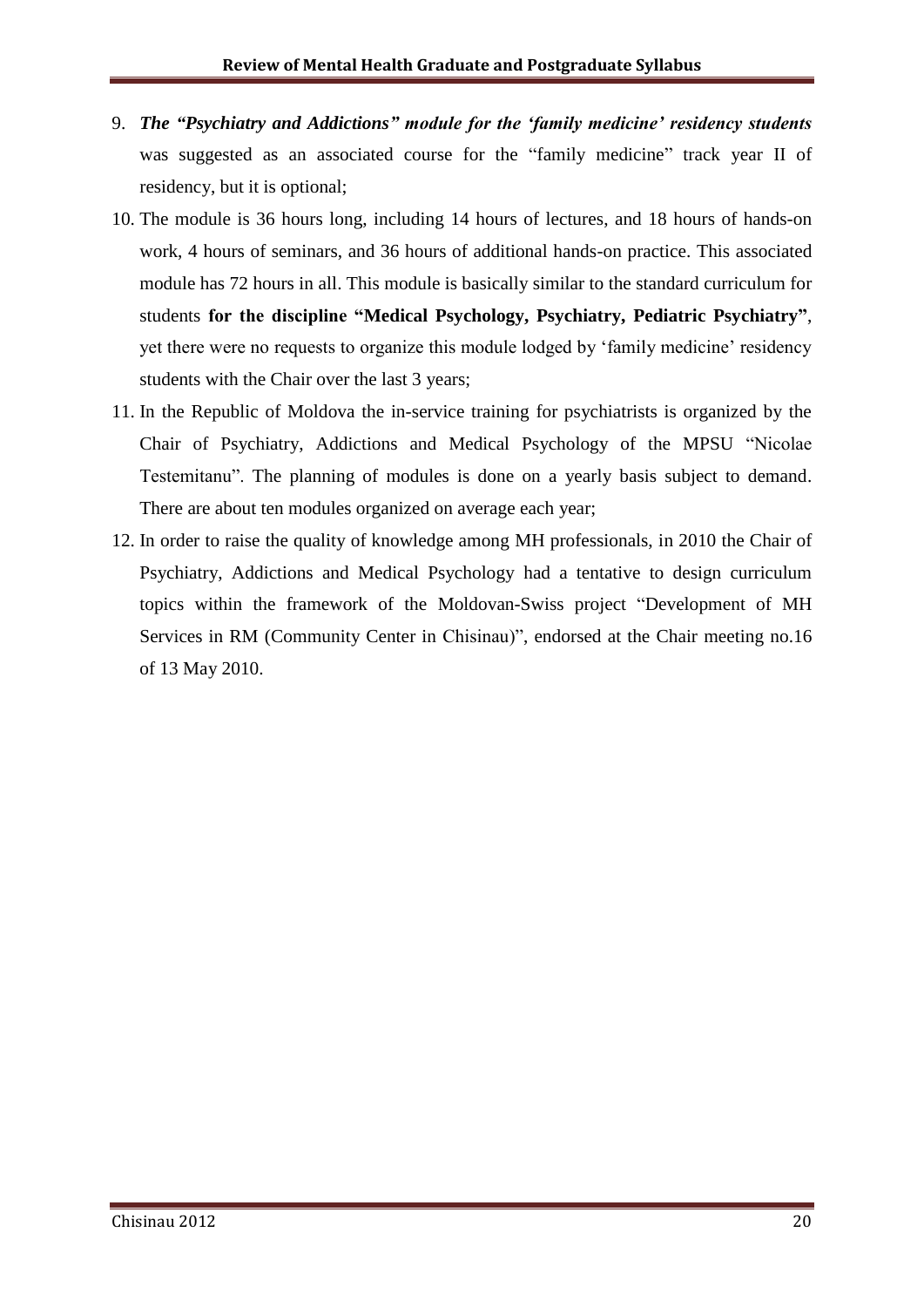9. ***The "Psychiatry and Addictions" module for the 'family medicine' residency students*** was suggested as an associated course for the "family medicine" track year II of residency, but it is optional;
10. The module is 36 hours long, including 14 hours of lectures, and 18 hours of hands-on work, 4 hours of seminars, and 36 hours of additional hands-on practice. This associated module has 72 hours in all. This module is basically similar to the standard curriculum for students **for the discipline "Medical Psychology, Psychiatry, Pediatric Psychiatry"**, yet there were no requests to organize this module lodged by 'family medicine' residency students with the Chair over the last 3 years;
11. In the Republic of Moldova the in-service training for psychiatrists is organized by the Chair of Psychiatry, Addictions and Medical Psychology of the MPSU "Nicolae Testemitanu". The planning of modules is done on a yearly basis subject to demand. There are about ten modules organized on average each year;
12. In order to raise the quality of knowledge among MH professionals, in 2010 the Chair of Psychiatry, Addictions and Medical Psychology had a tentative to design curriculum topics within the framework of the Moldovan-Swiss project "Development of MH Services in RM (Community Center in Chisinau)", endorsed at the Chair meeting no.16 of 13 May 2010.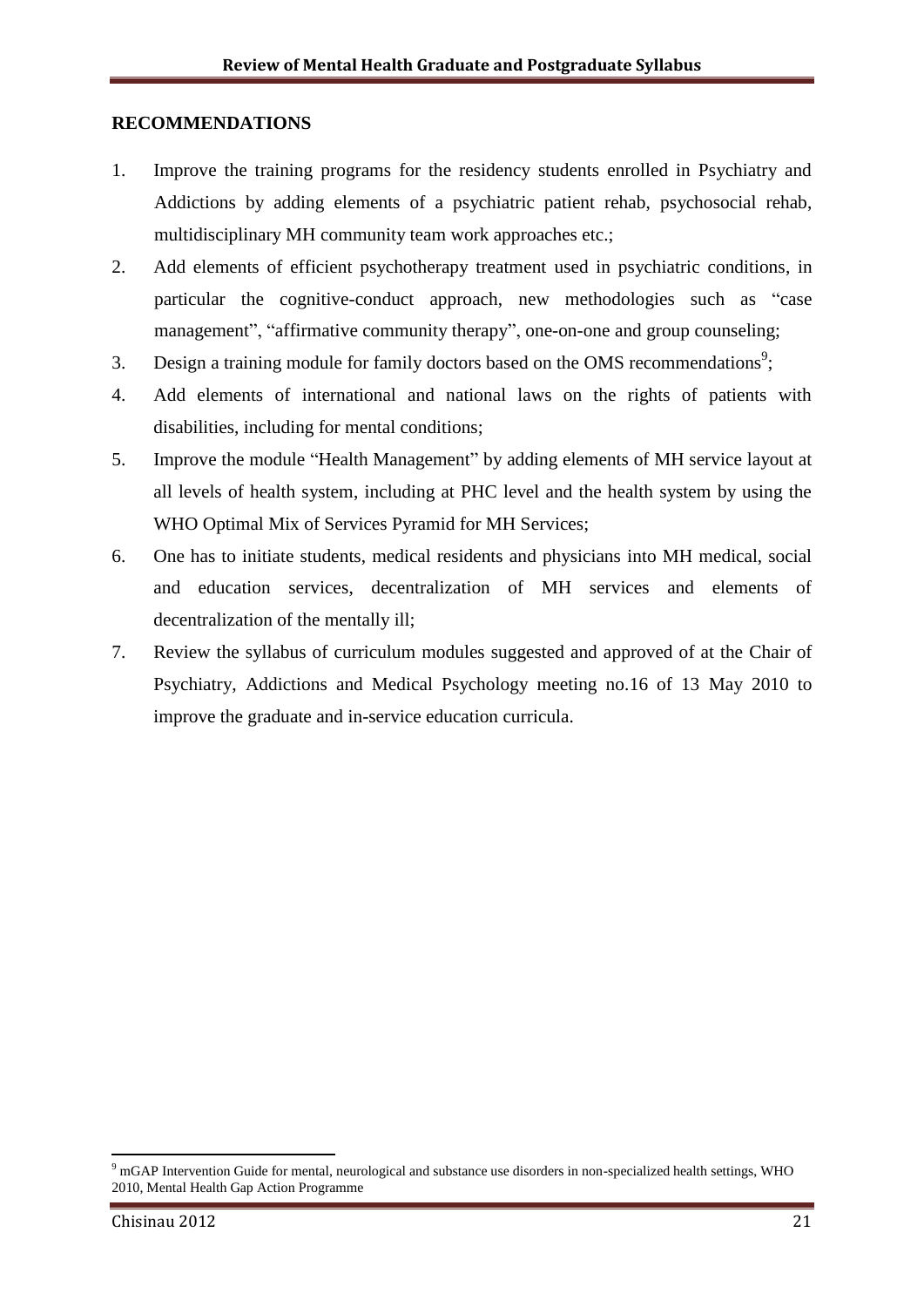## RECOMMENDATIONS

1. Improve the training programs for the residency students enrolled in Psychiatry and Addictions by adding elements of a psychiatric patient rehab, psychosocial rehab, multidisciplinary MH community team work approaches etc.;
2. Add elements of efficient psychotherapy treatment used in psychiatric conditions, in particular the cognitive-conduct approach, new methodologies such as "case management", "affirmative community therapy", one-on-one and group counseling;
3. Design a training module for family doctors based on the OMS recommendations[9];
4. Add elements of international and national laws on the rights of patients with disabilities, including for mental conditions;
5. Improve the module "Health Management" by adding elements of MH service layout at all levels of health system, including at PHC level and the health system by using the WHO Optimal Mix of Services Pyramid for MH Services;
6. One has to initiate students, medical residents and physicians into MH medical, social and education services, decentralization of MH services and elements of decentralization of the mentally ill;
7. Review the syllabus of curriculum modules suggested and approved of at the Chair of Psychiatry, Addictions and Medical Psychology meeting no.16 of 13 May 2010 to improve the graduate and in-service education curricula.

[9] mGAP Intervention Guide for mental, neurological and substance use disorders in non-specialized health settings, WHO 2010, Mental Health Gap Action Programme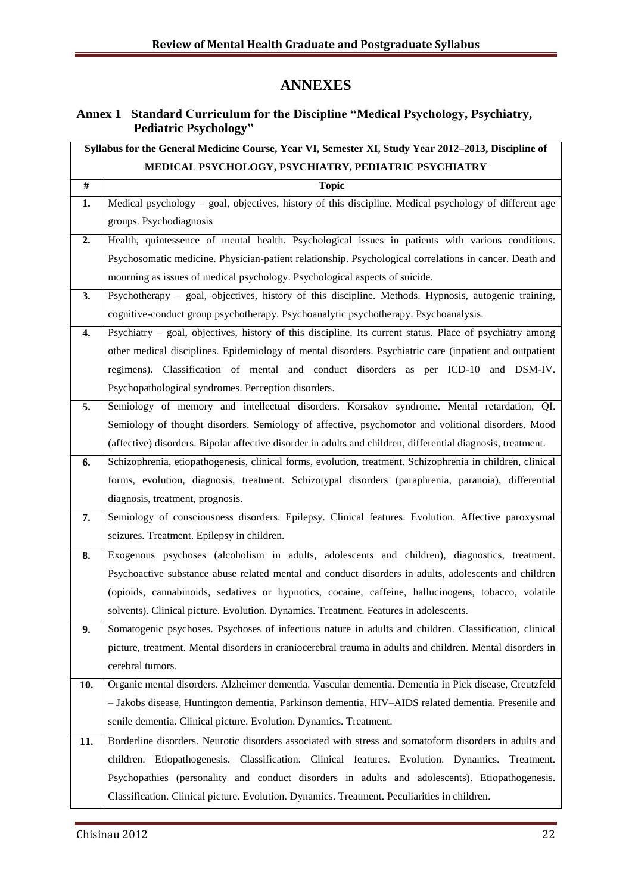# ANNEXES

## Annex 1 Standard Curriculum for the Discipline "Medical Psychology, Psychiatry, Pediatric Psychology"

| Syllabus for the General Medicine Course, Year VI, Semester XI, Study Year 2012–2013, Discipline of MEDICAL PSYCHOLOGY, PSYCHIATRY, PEDIATRIC PSYCHIATRY | |
|---|---|
| **#** | **Topic** |
| **1.** | Medical psychology – goal, objectives, history of this discipline. Medical psychology of different age groups. Psychodiagnosis |
| **2.** | Health, quintessence of mental health. Psychological issues in patients with various conditions. Psychosomatic medicine. Physician-patient relationship. Psychological correlations in cancer. Death and mourning as issues of medical psychology. Psychological aspects of suicide. |
| **3.** | Psychotherapy – goal, objectives, history of this discipline. Methods. Hypnosis, autogenic training, cognitive-conduct group psychotherapy. Psychoanalytic psychotherapy. Psychoanalysis. |
| **4.** | Psychiatry – goal, objectives, history of this discipline. Its current status. Place of psychiatry among other medical disciplines. Epidemiology of mental disorders. Psychiatric care (inpatient and outpatient regimens). Classification of mental and conduct disorders as per ICD-10 and DSM-IV. Psychopathological syndromes. Perception disorders. |
| **5.** | Semiology of memory and intellectual disorders. Korsakov syndrome. Mental retardation, QI. Semiology of thought disorders. Semiology of affective, psychomotor and volitional disorders. Mood (affective) disorders. Bipolar affective disorder in adults and children, differential diagnosis, treatment. |
| **6.** | Schizophrenia, etiopathogenesis, clinical forms, evolution, treatment. Schizophrenia in children, clinical forms, evolution, diagnosis, treatment. Schizotypal disorders (paraphrenia, paranoia), differential diagnosis, treatment, prognosis. |
| **7.** | Semiology of consciousness disorders. Epilepsy. Clinical features. Evolution. Affective paroxysmal seizures. Treatment. Epilepsy in children. |
| **8.** | Exogenous psychoses (alcoholism in adults, adolescents and children), diagnostics, treatment. Psychoactive substance abuse related mental and conduct disorders in adults, adolescents and children (opioids, cannabinoids, sedatives or hypnotics, cocaine, caffeine, hallucinogens, tobacco, volatile solvents). Clinical picture. Evolution. Dynamics. Treatment. Features in adolescents. |
| **9.** | Somatogenic psychoses. Psychoses of infectious nature in adults and children. Classification, clinical picture, treatment. Mental disorders in craniocerebral trauma in adults and children. Mental disorders in cerebral tumors. |
| **10.** | Organic mental disorders. Alzheimer dementia. Vascular dementia. Dementia in Pick disease, Creutzfeld – Jakobs disease, Huntington dementia, Parkinson dementia, HIV–AIDS related dementia. Presenile and senile dementia. Clinical picture. Evolution. Dynamics. Treatment. |
| **11.** | Borderline disorders. Neurotic disorders associated with stress and somatoform disorders in adults and children. Etiopathogenesis. Classification. Clinical features. Evolution. Dynamics. Treatment. Psychopathies (personality and conduct disorders in adults and adolescents). Etiopathogenesis. Classification. Clinical picture. Evolution. Dynamics. Treatment. Peculiarities in children. |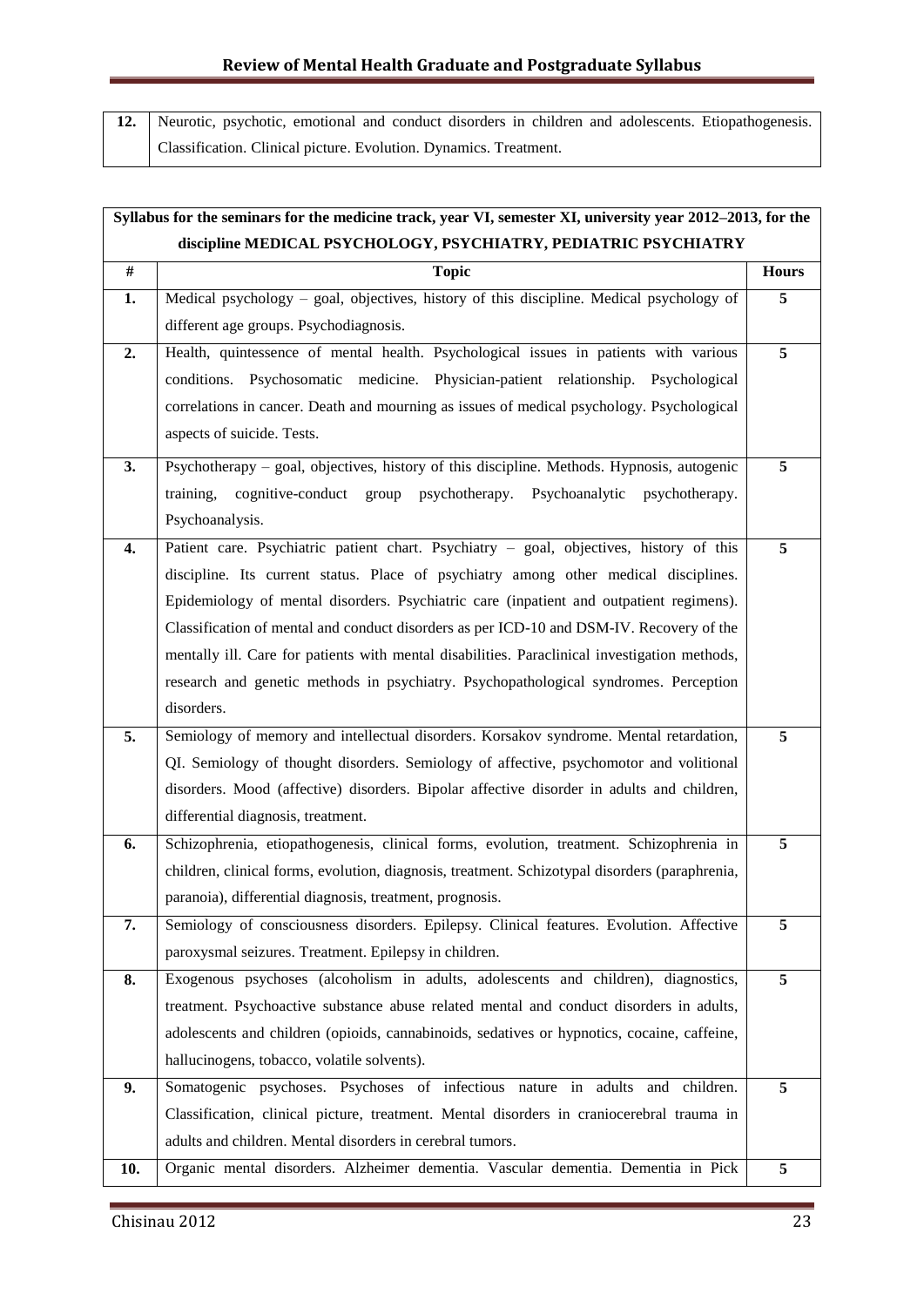| 12. | Neurotic, psychotic, emotional and conduct disorders in children and adolescents. Etiopathogenesis. Classification. Clinical picture. Evolution. Dynamics. Treatment. |
|---|---|

| **Syllabus for the seminars for the medicine track, year VI, semester XI, university year 2012–2013, for the discipline MEDICAL PSYCHOLOGY, PSYCHIATRY, PEDIATRIC PSYCHIATRY** | | |
|---|---|---|
| **#** | **Topic** | **Hours** |
| **1.** | Medical psychology – goal, objectives, history of this discipline. Medical psychology of different age groups. Psychodiagnosis. | **5** |
| **2.** | Health, quintessence of mental health. Psychological issues in patients with various conditions. Psychosomatic medicine. Physician-patient relationship. Psychological correlations in cancer. Death and mourning as issues of medical psychology. Psychological aspects of suicide. Tests. | **5** |
| **3.** | Psychotherapy – goal, objectives, history of this discipline. Methods. Hypnosis, autogenic training, cognitive-conduct group psychotherapy. Psychoanalytic psychotherapy. Psychoanalysis. | **5** |
| **4.** | Patient care. Psychiatric patient chart. Psychiatry – goal, objectives, history of this discipline. Its current status. Place of psychiatry among other medical disciplines. Epidemiology of mental disorders. Psychiatric care (inpatient and outpatient regimens). Classification of mental and conduct disorders as per ICD-10 and DSM-IV. Recovery of the mentally ill. Care for patients with mental disabilities. Paraclinical investigation methods, research and genetic methods in psychiatry. Psychopathological syndromes. Perception disorders. | **5** |
| **5.** | Semiology of memory and intellectual disorders. Korsakov syndrome. Mental retardation, QI. Semiology of thought disorders. Semiology of affective, psychomotor and volitional disorders. Mood (affective) disorders. Bipolar affective disorder in adults and children, differential diagnosis, treatment. | **5** |
| **6.** | Schizophrenia, etiopathogenesis, clinical forms, evolution, treatment. Schizophrenia in children, clinical forms, evolution, diagnosis, treatment. Schizotypal disorders (paraphrenia, paranoia), differential diagnosis, treatment, prognosis. | **5** |
| **7.** | Semiology of consciousness disorders. Epilepsy. Clinical features. Evolution. Affective paroxysmal seizures. Treatment. Epilepsy in children. | **5** |
| **8.** | Exogenous psychoses (alcoholism in adults, adolescents and children), diagnostics, treatment. Psychoactive substance abuse related mental and conduct disorders in adults, adolescents and children (opioids, cannabinoids, sedatives or hypnotics, cocaine, caffeine, hallucinogens, tobacco, volatile solvents). | **5** |
| **9.** | Somatogenic psychoses. Psychoses of infectious nature in adults and children. Classification, clinical picture, treatment. Mental disorders in craniocerebral trauma in adults and children. Mental disorders in cerebral tumors. | **5** |
| **10.** | Organic mental disorders. Alzheimer dementia. Vascular dementia. Dementia in Pick | **5** |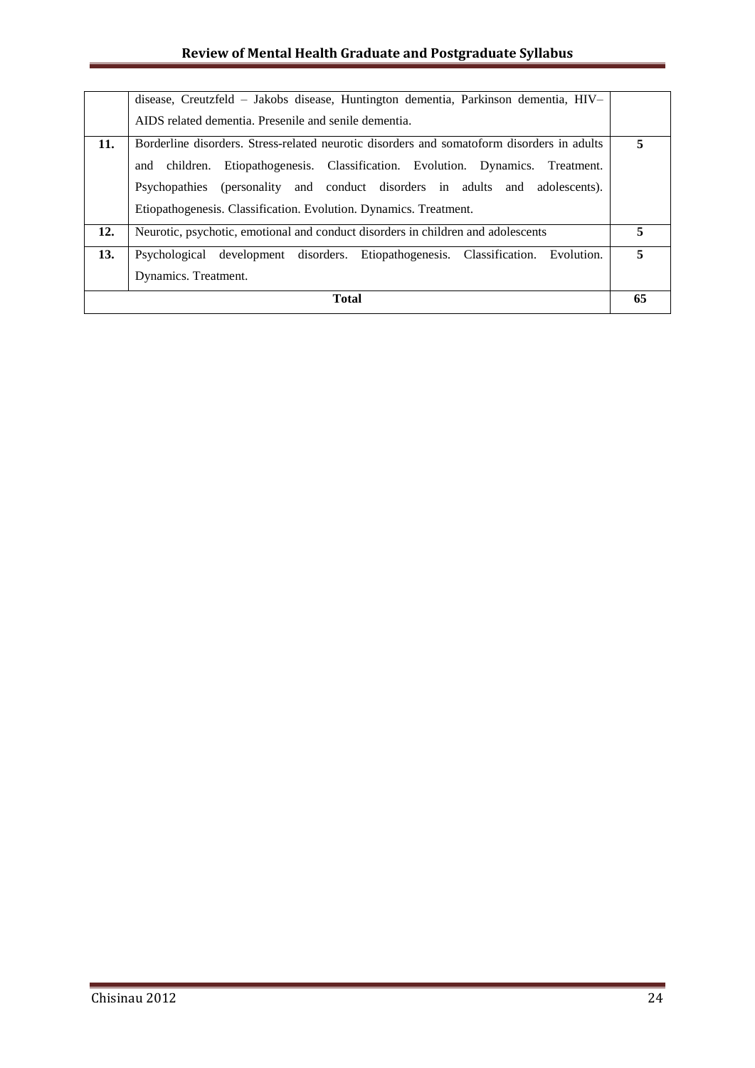| | | |
|---|---|---|
| | disease, Creutzfeld – Jakobs disease, Huntington dementia, Parkinson dementia, HIV–AIDS related dementia. Presenile and senile dementia. | |
| **11.** | Borderline disorders. Stress-related neurotic disorders and somatoform disorders in adults and children. Etiopathogenesis. Classification. Evolution. Dynamics. Treatment. Psychopathies (personality and conduct disorders in adults and adolescents). Etiopathogenesis. Classification. Evolution. Dynamics. Treatment. | **5** |
| **12.** | Neurotic, psychotic, emotional and conduct disorders in children and adolescents | **5** |
| **13.** | Psychological development disorders. Etiopathogenesis. Classification. Evolution. Dynamics. Treatment. | **5** |
| | **Total** | **65** |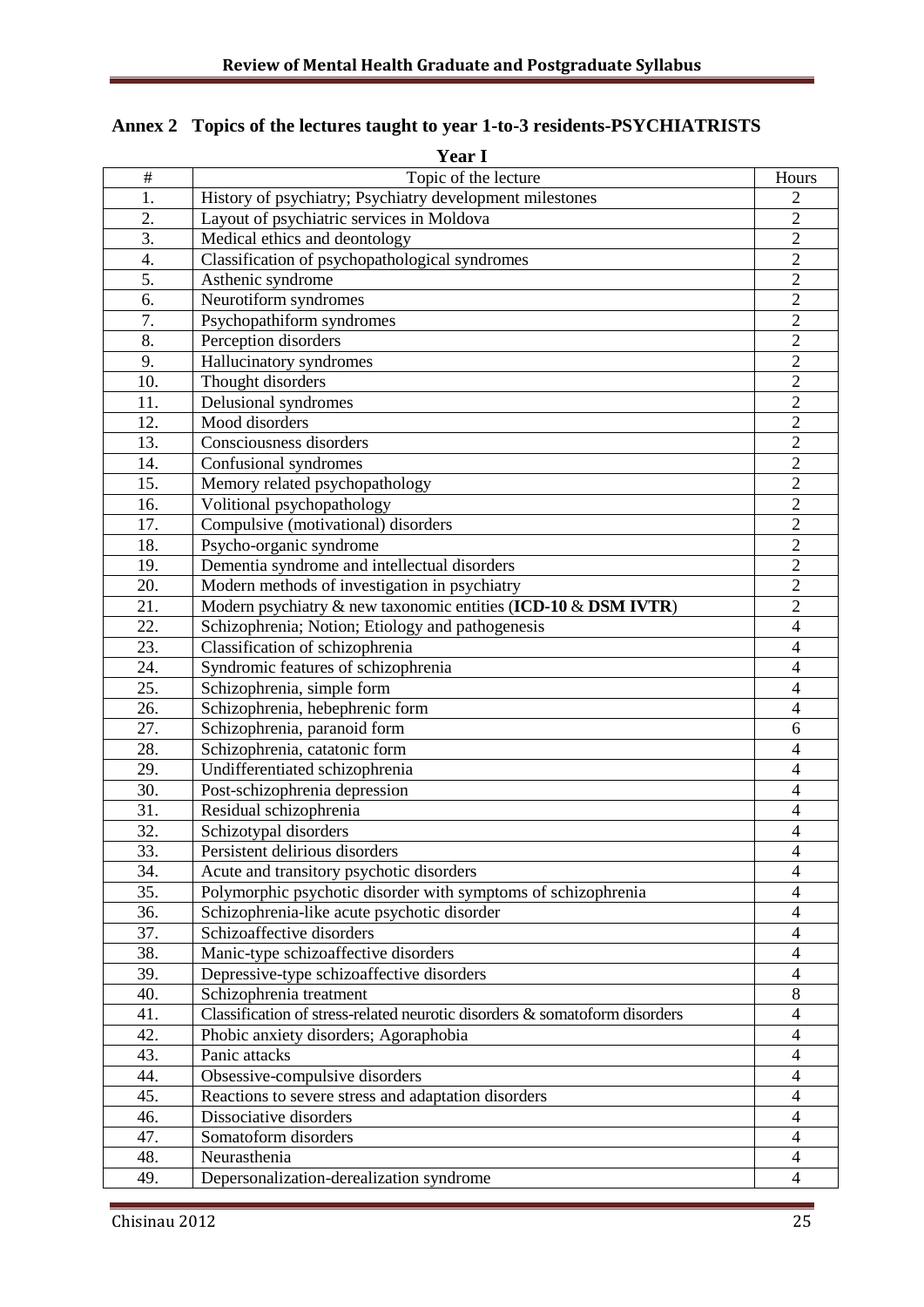## Annex 2 Topics of the lectures taught to year 1-to-3 residents-PSYCHIATRISTS

**Year I**

| # | Topic of the lecture | Hours |
|---|---|---|
| 1. | History of psychiatry; Psychiatry development milestones | 2 |
| 2. | Layout of psychiatric services in Moldova | 2 |
| 3. | Medical ethics and deontology | 2 |
| 4. | Classification of psychopathological syndromes | 2 |
| 5. | Asthenic syndrome | 2 |
| 6. | Neurotiform syndromes | 2 |
| 7. | Psychopathiform syndromes | 2 |
| 8. | Perception disorders | 2 |
| 9. | Hallucinatory syndromes | 2 |
| 10. | Thought disorders | 2 |
| 11. | Delusional syndromes | 2 |
| 12. | Mood disorders | 2 |
| 13. | Consciousness disorders | 2 |
| 14. | Confusional syndromes | 2 |
| 15. | Memory related psychopathology | 2 |
| 16. | Volitional psychopathology | 2 |
| 17. | Compulsive (motivational) disorders | 2 |
| 18. | Psycho-organic syndrome | 2 |
| 19. | Dementia syndrome and intellectual disorders | 2 |
| 20. | Modern methods of investigation in psychiatry | 2 |
| 21. | Modern psychiatry & new taxonomic entities (**ICD-10** & **DSM IVTR**) | 2 |
| 22. | Schizophrenia; Notion; Etiology and pathogenesis | 4 |
| 23. | Classification of schizophrenia | 4 |
| 24. | Syndromic features of schizophrenia | 4 |
| 25. | Schizophrenia, simple form | 4 |
| 26. | Schizophrenia, hebephrenic form | 4 |
| 27. | Schizophrenia, paranoid form | 6 |
| 28. | Schizophrenia, catatonic form | 4 |
| 29. | Undifferentiated schizophrenia | 4 |
| 30. | Post-schizophrenia depression | 4 |
| 31. | Residual schizophrenia | 4 |
| 32. | Schizotypal disorders | 4 |
| 33. | Persistent delirious disorders | 4 |
| 34. | Acute and transitory psychotic disorders | 4 |
| 35. | Polymorphic psychotic disorder with symptoms of schizophrenia | 4 |
| 36. | Schizophrenia-like acute psychotic disorder | 4 |
| 37. | Schizoaffective disorders | 4 |
| 38. | Manic-type schizoaffective disorders | 4 |
| 39. | Depressive-type schizoaffective disorders | 4 |
| 40. | Schizophrenia treatment | 8 |
| 41. | Classification of stress-related neurotic disorders & somatoform disorders | 4 |
| 42. | Phobic anxiety disorders; Agoraphobia | 4 |
| 43. | Panic attacks | 4 |
| 44. | Obsessive-compulsive disorders | 4 |
| 45. | Reactions to severe stress and adaptation disorders | 4 |
| 46. | Dissociative disorders | 4 |
| 47. | Somatoform disorders | 4 |
| 48. | Neurasthenia | 4 |
| 49. | Depersonalization-derealization syndrome | 4 |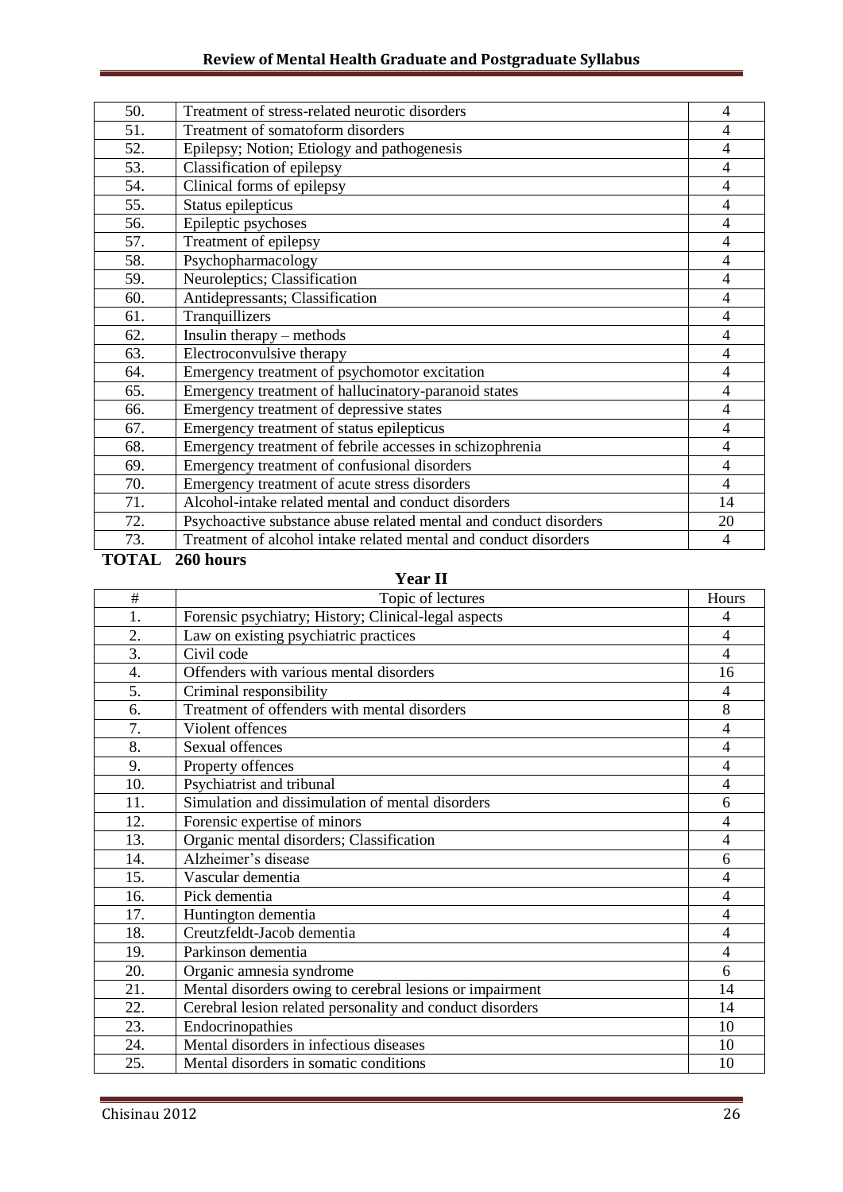| | | |
|---|---|---|
| 50. | Treatment of stress-related neurotic disorders | 4 |
| 51. | Treatment of somatoform disorders | 4 |
| 52. | Epilepsy; Notion; Etiology and pathogenesis | 4 |
| 53. | Classification of epilepsy | 4 |
| 54. | Clinical forms of epilepsy | 4 |
| 55. | Status epilepticus | 4 |
| 56. | Epileptic psychoses | 4 |
| 57. | Treatment of epilepsy | 4 |
| 58. | Psychopharmacology | 4 |
| 59. | Neuroleptics; Classification | 4 |
| 60. | Antidepressants; Classification | 4 |
| 61. | Tranquillizers | 4 |
| 62. | Insulin therapy – methods | 4 |
| 63. | Electroconvulsive therapy | 4 |
| 64. | Emergency treatment of psychomotor excitation | 4 |
| 65. | Emergency treatment of hallucinatory-paranoid states | 4 |
| 66. | Emergency treatment of depressive states | 4 |
| 67. | Emergency treatment of status epilepticus | 4 |
| 68. | Emergency treatment of febrile accesses in schizophrenia | 4 |
| 69. | Emergency treatment of confusional disorders | 4 |
| 70. | Emergency treatment of acute stress disorders | 4 |
| 71. | Alcohol-intake related mental and conduct disorders | 14 |
| 72. | Psychoactive substance abuse related mental and conduct disorders | 20 |
| 73. | Treatment of alcohol intake related mental and conduct disorders | 4 |

**TOTAL 260 hours**

**Year II**

| # | Topic of lectures | Hours |
|---|---|---|
| 1. | Forensic psychiatry; History; Clinical-legal aspects | 4 |
| 2. | Law on existing psychiatric practices | 4 |
| 3. | Civil code | 4 |
| 4. | Offenders with various mental disorders | 16 |
| 5. | Criminal responsibility | 4 |
| 6. | Treatment of offenders with mental disorders | 8 |
| 7. | Violent offences | 4 |
| 8. | Sexual offences | 4 |
| 9. | Property offences | 4 |
| 10. | Psychiatrist and tribunal | 4 |
| 11. | Simulation and dissimulation of mental disorders | 6 |
| 12. | Forensic expertise of minors | 4 |
| 13. | Organic mental disorders; Classification | 4 |
| 14. | Alzheimer's disease | 6 |
| 15. | Vascular dementia | 4 |
| 16. | Pick dementia | 4 |
| 17. | Huntington dementia | 4 |
| 18. | Creutzfeldt-Jacob dementia | 4 |
| 19. | Parkinson dementia | 4 |
| 20. | Organic amnesia syndrome | 6 |
| 21. | Mental disorders owing to cerebral lesions or impairment | 14 |
| 22. | Cerebral lesion related personality and conduct disorders | 14 |
| 23. | Endocrinopathies | 10 |
| 24. | Mental disorders in infectious diseases | 10 |
| 25. | Mental disorders in somatic conditions | 10 |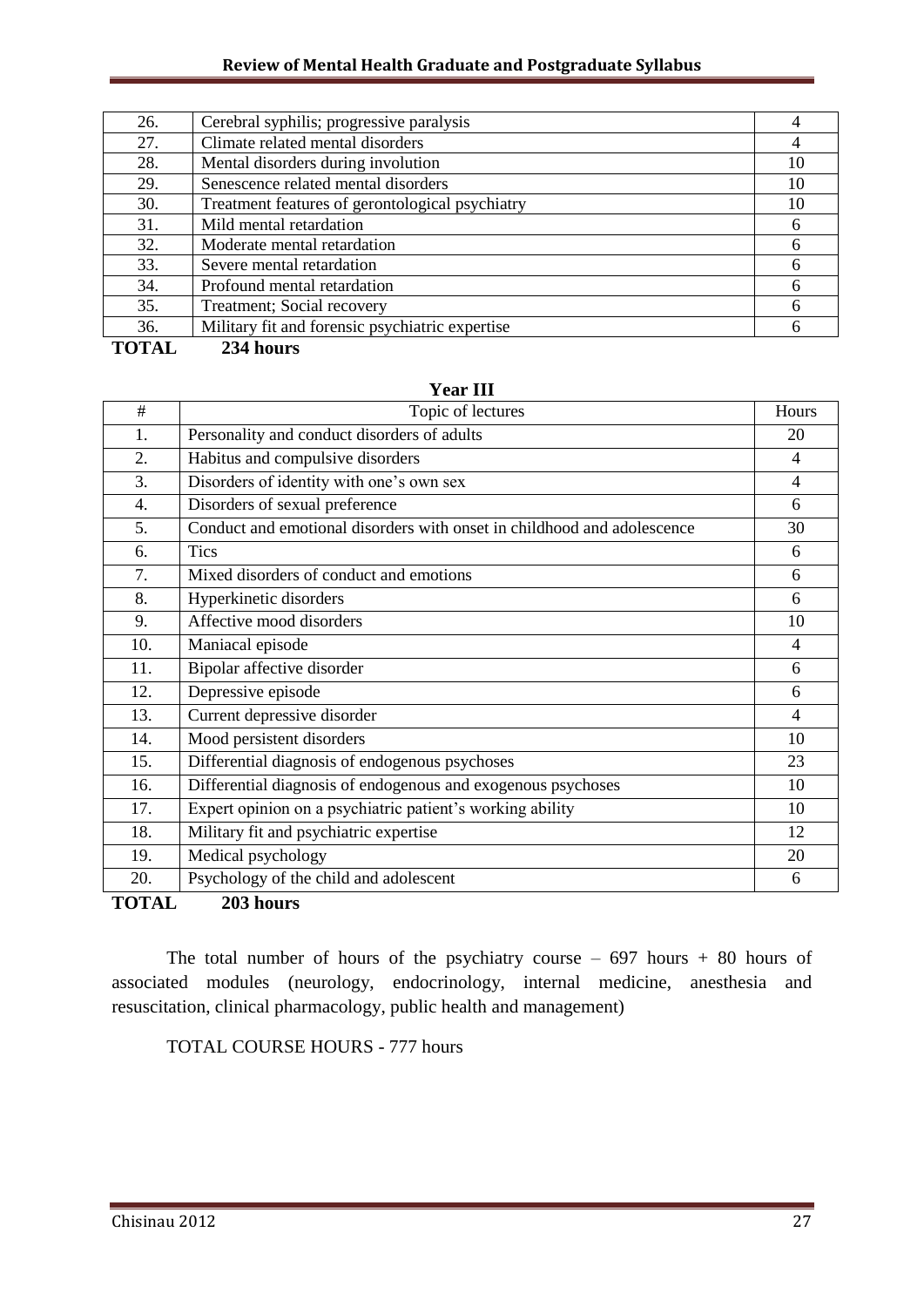| 26. | Cerebral syphilis; progressive paralysis | 4 |
|---|---|---|
| 27. | Climate related mental disorders | 4 |
| 28. | Mental disorders during involution | 10 |
| 29. | Senescence related mental disorders | 10 |
| 30. | Treatment features of gerontological psychiatry | 10 |
| 31. | Mild mental retardation | 6 |
| 32. | Moderate mental retardation | 6 |
| 33. | Severe mental retardation | 6 |
| 34. | Profound mental retardation | 6 |
| 35. | Treatment; Social recovery | 6 |
| 36. | Military fit and forensic psychiatric expertise | 6 |

**TOTAL 234 hours**

**Year III**

| # | Topic of lectures | Hours |
|---|---|---|
| 1. | Personality and conduct disorders of adults | 20 |
| 2. | Habitus and compulsive disorders | 4 |
| 3. | Disorders of identity with one's own sex | 4 |
| 4. | Disorders of sexual preference | 6 |
| 5. | Conduct and emotional disorders with onset in childhood and adolescence | 30 |
| 6. | Tics | 6 |
| 7. | Mixed disorders of conduct and emotions | 6 |
| 8. | Hyperkinetic disorders | 6 |
| 9. | Affective mood disorders | 10 |
| 10. | Maniacal episode | 4 |
| 11. | Bipolar affective disorder | 6 |
| 12. | Depressive episode | 6 |
| 13. | Current depressive disorder | 4 |
| 14. | Mood persistent disorders | 10 |
| 15. | Differential diagnosis of endogenous psychoses | 23 |
| 16. | Differential diagnosis of endogenous and exogenous psychoses | 10 |
| 17. | Expert opinion on a psychiatric patient's working ability | 10 |
| 18. | Military fit and psychiatric expertise | 12 |
| 19. | Medical psychology | 20 |
| 20. | Psychology of the child and adolescent | 6 |

**TOTAL 203 hours**

The total number of hours of the psychiatry course – 697 hours + 80 hours of associated modules (neurology, endocrinology, internal medicine, anesthesia and resuscitation, clinical pharmacology, public health and management)

TOTAL COURSE HOURS - 777 hours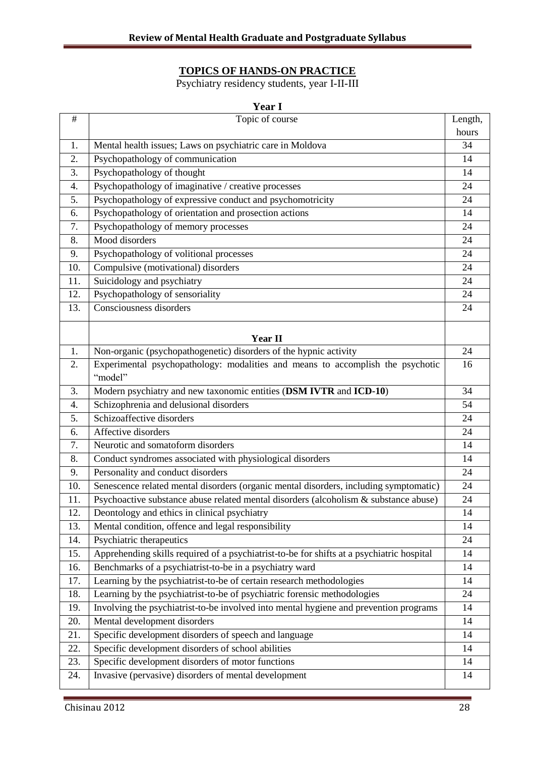**TOPICS OF HANDS-ON PRACTICE**

Psychiatry residency students, year I-II-III

**Year I**

| # | Topic of course | Length, hours |
|---|---|---|
| 1. | Mental health issues; Laws on psychiatric care in Moldova | 34 |
| 2. | Psychopathology of communication | 14 |
| 3. | Psychopathology of thought | 14 |
| 4. | Psychopathology of imaginative / creative processes | 24 |
| 5. | Psychopathology of expressive conduct and psychomotricity | 24 |
| 6. | Psychopathology of orientation and prosection actions | 14 |
| 7. | Psychopathology of memory processes | 24 |
| 8. | Mood disorders | 24 |
| 9. | Psychopathology of volitional processes | 24 |
| 10. | Compulsive (motivational) disorders | 24 |
| 11. | Suicidology and psychiatry | 24 |
| 12. | Psychopathology of sensoriality | 24 |
| 13. | Consciousness disorders | 24 |
| | **Year II** | |
| 1. | Non-organic (psychopathogenetic) disorders of the hypnic activity | 24 |
| 2. | Experimental psychopathology: modalities and means to accomplish the psychotic "model" | 16 |
| 3. | Modern psychiatry and new taxonomic entities (**DSM IVTR** and **ICD-10**) | 34 |
| 4. | Schizophrenia and delusional disorders | 54 |
| 5. | Schizoaffective disorders | 24 |
| 6. | Affective disorders | 24 |
| 7. | Neurotic and somatoform disorders | 14 |
| 8. | Conduct syndromes associated with physiological disorders | 14 |
| 9. | Personality and conduct disorders | 24 |
| 10. | Senescence related mental disorders (organic mental disorders, including symptomatic) | 24 |
| 11. | Psychoactive substance abuse related mental disorders (alcoholism & substance abuse) | 24 |
| 12. | Deontology and ethics in clinical psychiatry | 14 |
| 13. | Mental condition, offence and legal responsibility | 14 |
| 14. | Psychiatric therapeutics | 24 |
| 15. | Apprehending skills required of a psychiatrist-to-be for shifts at a psychiatric hospital | 14 |
| 16. | Benchmarks of a psychiatrist-to-be in a psychiatry ward | 14 |
| 17. | Learning by the psychiatrist-to-be of certain research methodologies | 14 |
| 18. | Learning by the psychiatrist-to-be of psychiatric forensic methodologies | 24 |
| 19. | Involving the psychiatrist-to-be involved into mental hygiene and prevention programs | 14 |
| 20. | Mental development disorders | 14 |
| 21. | Specific development disorders of speech and language | 14 |
| 22. | Specific development disorders of school abilities | 14 |
| 23. | Specific development disorders of motor functions | 14 |
| 24. | Invasive (pervasive) disorders of mental development | 14 |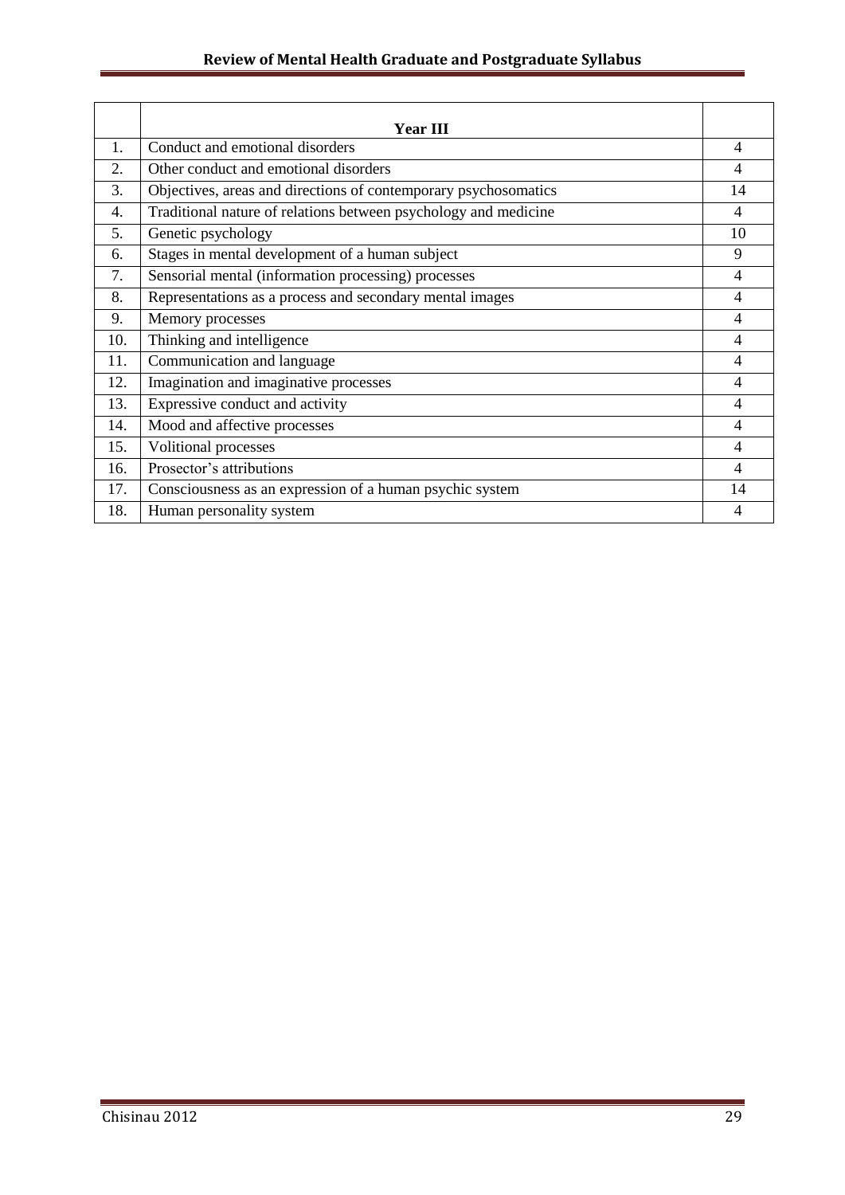|  | Year III |  |
|---|---|---|
| 1. | Conduct and emotional disorders | 4 |
| 2. | Other conduct and emotional disorders | 4 |
| 3. | Objectives, areas and directions of contemporary psychosomatics | 14 |
| 4. | Traditional nature of relations between psychology and medicine | 4 |
| 5. | Genetic psychology | 10 |
| 6. | Stages in mental development of a human subject | 9 |
| 7. | Sensorial mental (information processing) processes | 4 |
| 8. | Representations as a process and secondary mental images | 4 |
| 9. | Memory processes | 4 |
| 10. | Thinking and intelligence | 4 |
| 11. | Communication and language | 4 |
| 12. | Imagination and imaginative processes | 4 |
| 13. | Expressive conduct and activity | 4 |
| 14. | Mood and affective processes | 4 |
| 15. | Volitional processes | 4 |
| 16. | Prosector's attributions | 4 |
| 17. | Consciousness as an expression of a human psychic system | 14 |
| 18. | Human personality system | 4 |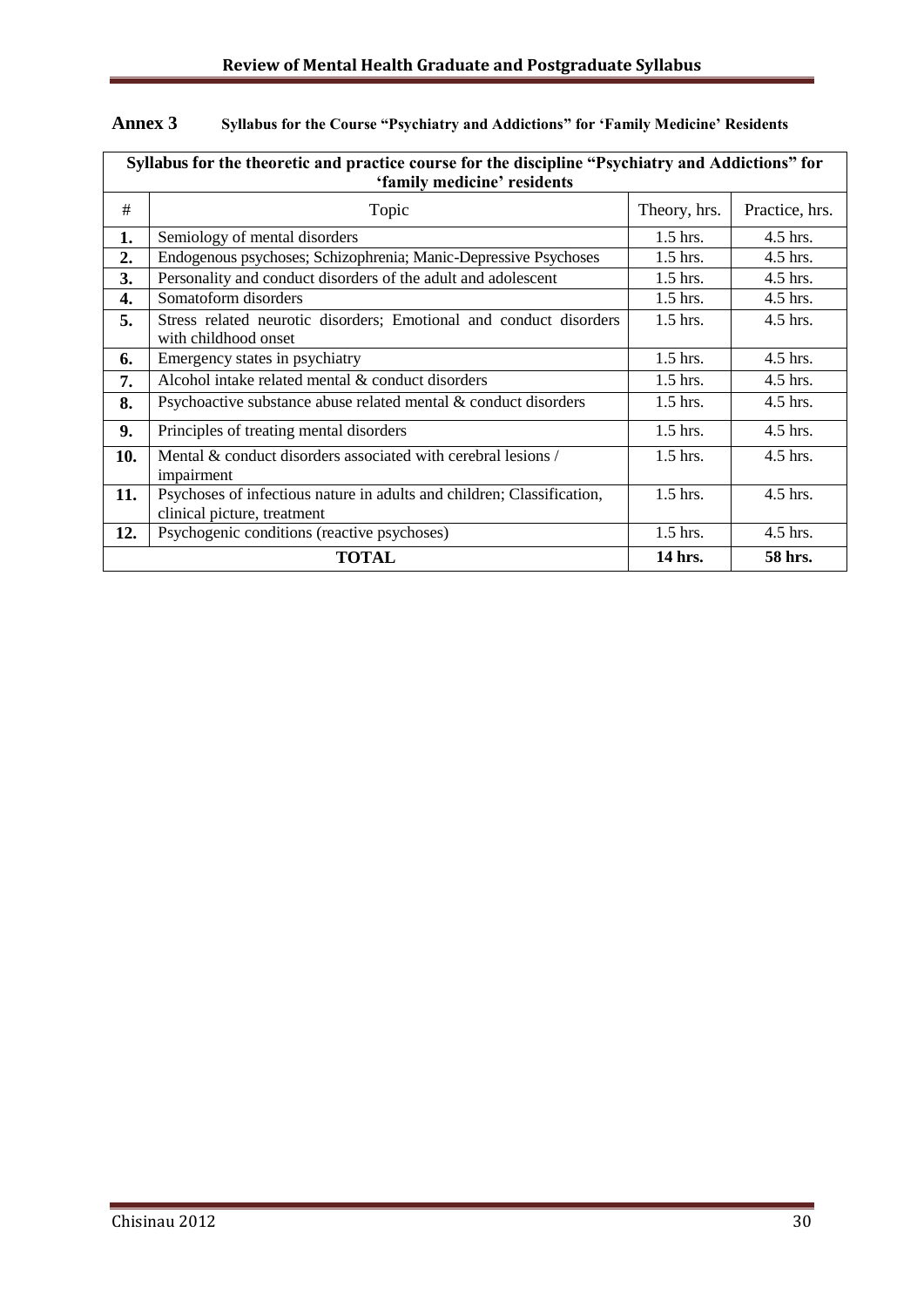## Annex 3 Syllabus for the Course "Psychiatry and Addictions" for 'Family Medicine' Residents

| Syllabus for the theoretic and practice course for the discipline "Psychiatry and Addictions" for 'family medicine' residents | | | |
|---|---|---|---|
| # | Topic | Theory, hrs. | Practice, hrs. |
| **1.** | Semiology of mental disorders | 1.5 hrs. | 4.5 hrs. |
| **2.** | Endogenous psychoses; Schizophrenia; Manic-Depressive Psychoses | 1.5 hrs. | 4.5 hrs. |
| **3.** | Personality and conduct disorders of the adult and adolescent | 1.5 hrs. | 4.5 hrs. |
| **4.** | Somatoform disorders | 1.5 hrs. | 4.5 hrs. |
| **5.** | Stress related neurotic disorders; Emotional and conduct disorders with childhood onset | 1.5 hrs. | 4.5 hrs. |
| **6.** | Emergency states in psychiatry | 1.5 hrs. | 4.5 hrs. |
| **7.** | Alcohol intake related mental & conduct disorders | 1.5 hrs. | 4.5 hrs. |
| **8.** | Psychoactive substance abuse related mental & conduct disorders | 1.5 hrs. | 4.5 hrs. |
| **9.** | Principles of treating mental disorders | 1.5 hrs. | 4.5 hrs. |
| **10.** | Mental & conduct disorders associated with cerebral lesions / impairment | 1.5 hrs. | 4.5 hrs. |
| **11.** | Psychoses of infectious nature in adults and children; Classification, clinical picture, treatment | 1.5 hrs. | 4.5 hrs. |
| **12.** | Psychogenic conditions (reactive psychoses) | 1.5 hrs. | 4.5 hrs. |
| **TOTAL** | | **14 hrs.** | **58 hrs.** |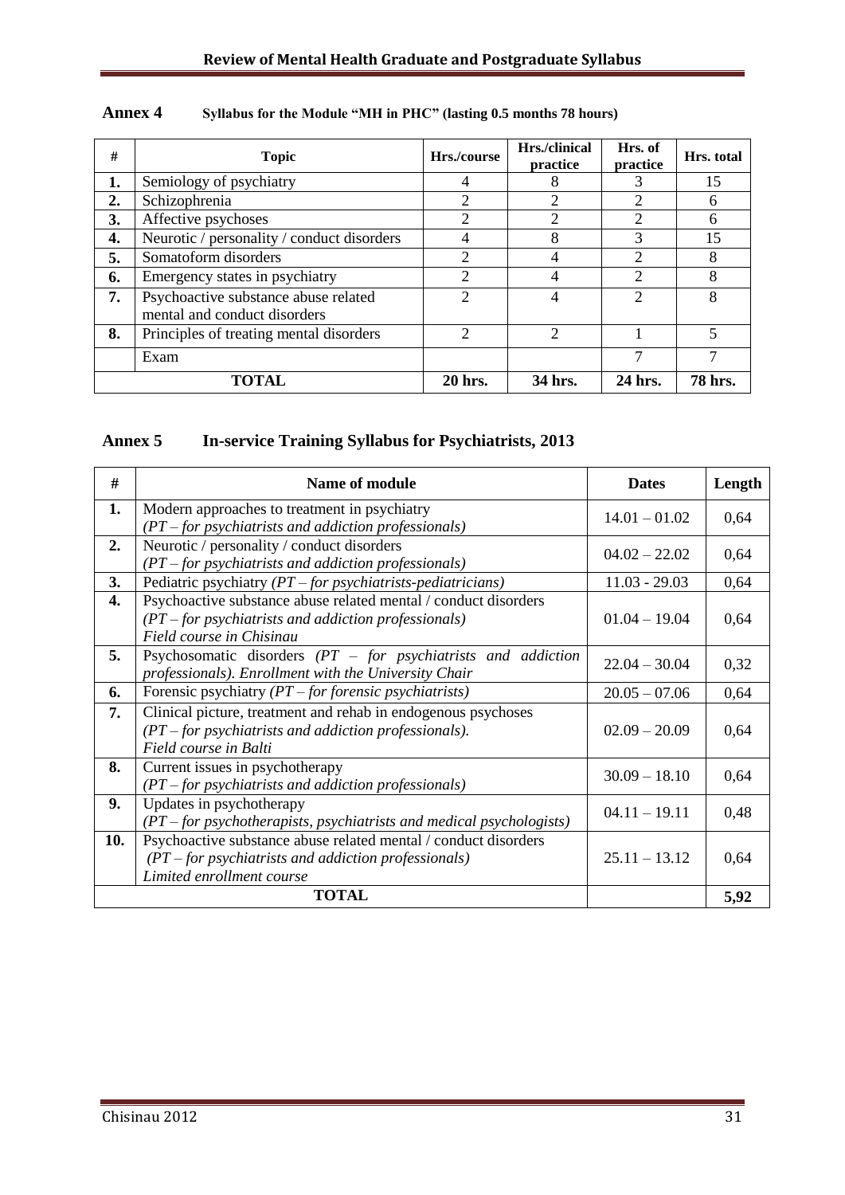## Annex 4 Syllabus for the Module "MH in PHC" (lasting 0.5 months 78 hours)

| # | Topic | Hrs./course | Hrs./clinical practice | Hrs. of practice | Hrs. total |
|---|---|---|---|---|---|
| **1.** | Semiology of psychiatry | 4 | 8 | 3 | 15 |
| **2.** | Schizophrenia | 2 | 2 | 2 | 6 |
| **3.** | Affective psychoses | 2 | 2 | 2 | 6 |
| **4.** | Neurotic / personality / conduct disorders | 4 | 8 | 3 | 15 |
| **5.** | Somatoform disorders | 2 | 4 | 2 | 8 |
| **6.** | Emergency states in psychiatry | 2 | 4 | 2 | 8 |
| **7.** | Psychoactive substance abuse related mental and conduct disorders | 2 | 4 | 2 | 8 |
| **8.** | Principles of treating mental disorders | 2 | 2 | 1 | 5 |
| | Exam | | | 7 | 7 |
| **TOTAL** | | **20 hrs.** | **34 hrs.** | **24 hrs.** | **78 hrs.** |

## Annex 5 In-service Training Syllabus for Psychiatrists, 2013

| # | Name of module | Dates | Length |
|---|---|---|---|
| **1.** | Modern approaches to treatment in psychiatry<br>*(PT – for psychiatrists and addiction professionals)* | 14.01 – 01.02 | 0,64 |
| **2.** | Neurotic / personality / conduct disorders<br>*(PT – for psychiatrists and addiction professionals)* | 04.02 – 22.02 | 0,64 |
| **3.** | Pediatric psychiatry *(PT – for psychiatrists-pediatricians)* | 11.03 - 29.03 | 0,64 |
| **4.** | Psychoactive substance abuse related mental / conduct disorders<br>*(PT – for psychiatrists and addiction professionals)*<br>*Field course in Chisinau* | 01.04 – 19.04 | 0,64 |
| **5.** | Psychosomatic disorders *(PT – for psychiatrists and addiction professionals). Enrollment with the University Chair* | 22.04 – 30.04 | 0,32 |
| **6.** | Forensic psychiatry *(PT – for forensic psychiatrists)* | 20.05 – 07.06 | 0,64 |
| **7.** | Clinical picture, treatment and rehab in endogenous psychoses<br>*(PT – for psychiatrists and addiction professionals).*<br>*Field course in Balti* | 02.09 – 20.09 | 0,64 |
| **8.** | Current issues in psychotherapy<br>*(PT – for psychiatrists and addiction professionals)* | 30.09 – 18.10 | 0,64 |
| **9.** | Updates in psychotherapy<br>*(PT – for psychotherapists, psychiatrists and medical psychologists)* | 04.11 – 19.11 | 0,48 |
| **10.** | Psychoactive substance abuse related mental / conduct disorders<br>*(PT – for psychiatrists and addiction professionals)*<br>*Limited enrollment course* | 25.11 – 13.12 | 0,64 |
| **TOTAL** | | | **5,92** |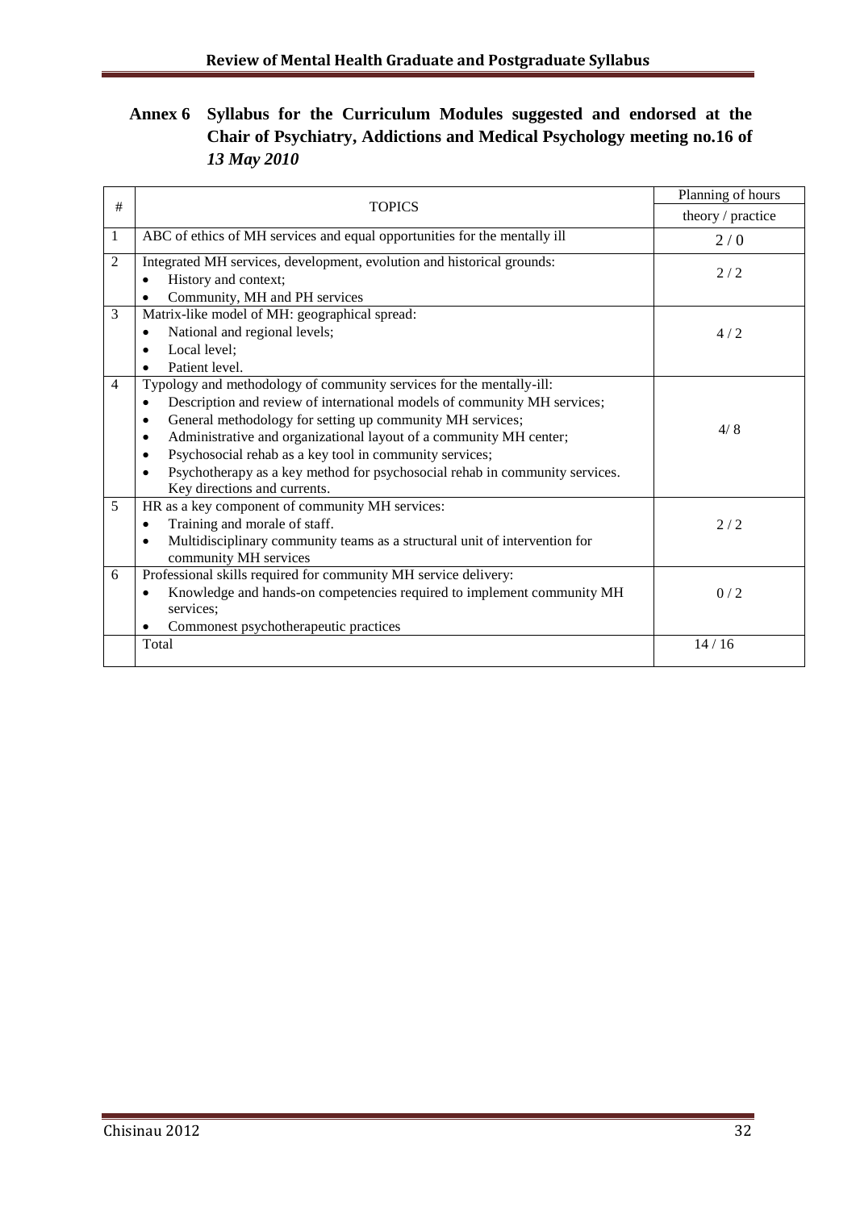## Annex 6 Syllabus for the Curriculum Modules suggested and endorsed at the Chair of Psychiatry, Addictions and Medical Psychology meeting no.16 of *13 May 2010*

| # | TOPICS | Planning of hours |
|---|---|---|
| | | theory / practice |
| 1 | ABC of ethics of MH services and equal opportunities for the mentally ill | 2 / 0 |
| 2 | Integrated MH services, development, evolution and historical grounds:<br>• History and context;<br>• Community, MH and PH services | 2 / 2 |
| 3 | Matrix-like model of MH: geographical spread:<br>• National and regional levels;<br>• Local level;<br>• Patient level. | 4 / 2 |
| 4 | Typology and methodology of community services for the mentally-ill:<br>• Description and review of international models of community MH services;<br>• General methodology for setting up community MH services;<br>• Administrative and organizational layout of a community MH center;<br>• Psychosocial rehab as a key tool in community services;<br>• Psychotherapy as a key method for psychosocial rehab in community services. Key directions and currents. | 4/ 8 |
| 5 | HR as a key component of community MH services:<br>• Training and morale of staff.<br>• Multidisciplinary community teams as a structural unit of intervention for community MH services | 2 / 2 |
| 6 | Professional skills required for community MH service delivery:<br>• Knowledge and hands-on competencies required to implement community MH services;<br>• Commonest psychotherapeutic practices | 0 / 2 |
| | Total | 14 / 16 |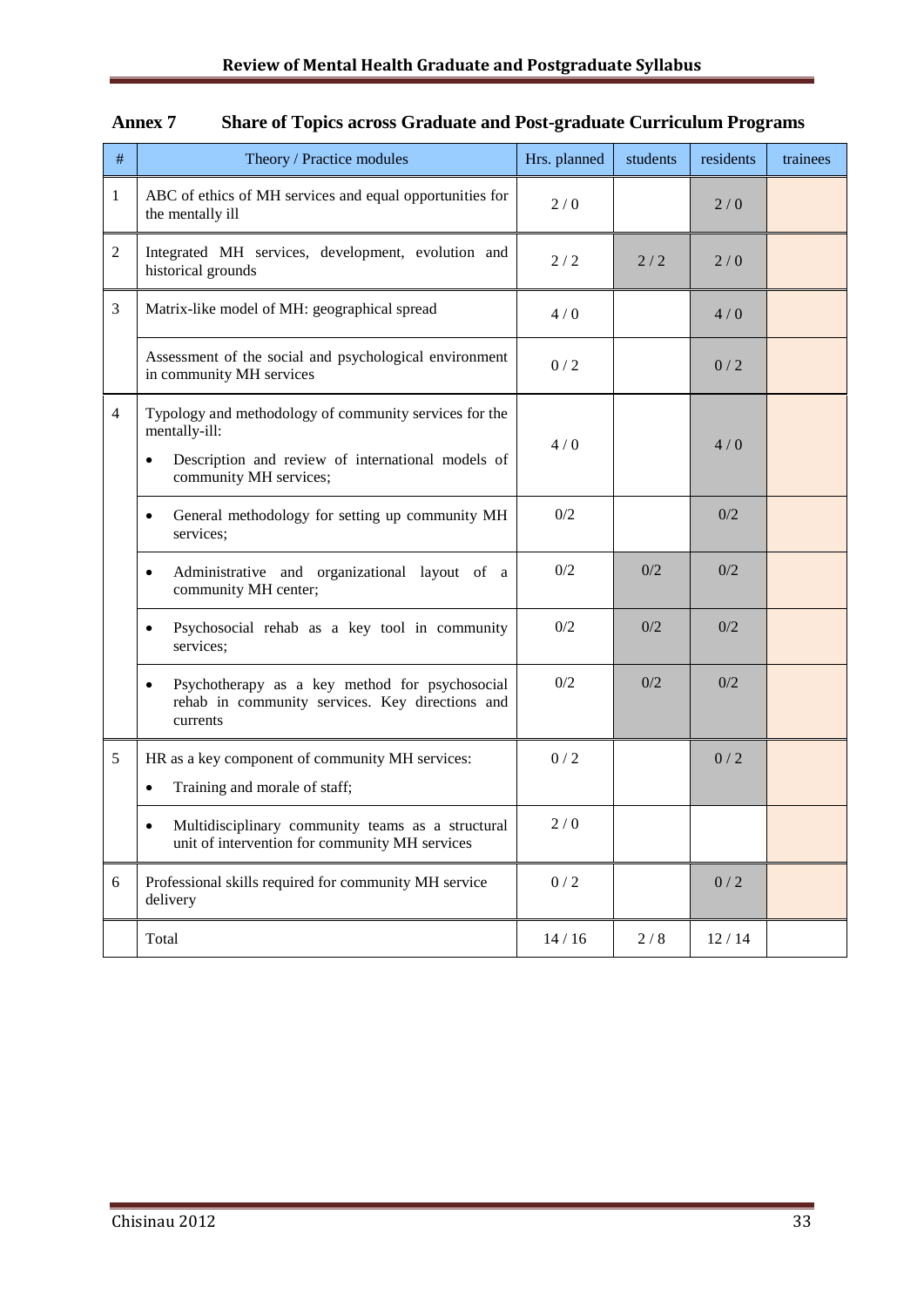## Annex 7 Share of Topics across Graduate and Post-graduate Curriculum Programs

| # | Theory / Practice modules | Hrs. planned | students | residents | trainees |
|---|---|---|---|---|---|
| 1 | ABC of ethics of MH services and equal opportunities for the mentally ill | 2 / 0 | | 2 / 0 | |
| 2 | Integrated MH services, development, evolution and historical grounds | 2 / 2 | 2 / 2 | 2 / 0 | |
| 3 | Matrix-like model of MH: geographical spread | 4 / 0 | | 4 / 0 | |
| | Assessment of the social and psychological environment in community MH services | 0 / 2 | | 0 / 2 | |
| 4 | Typology and methodology of community services for the mentally-ill:<br>• Description and review of international models of community MH services; | 4 / 0 | | 4 / 0 | |
| | • General methodology for setting up community MH services; | 0/2 | | 0/2 | |
| | • Administrative and organizational layout of a community MH center; | 0/2 | 0/2 | 0/2 | |
| | • Psychosocial rehab as a key tool in community services; | 0/2 | 0/2 | 0/2 | |
| | • Psychotherapy as a key method for psychosocial rehab in community services. Key directions and currents | 0/2 | 0/2 | 0/2 | |
| 5 | HR as a key component of community MH services:<br>• Training and morale of staff; | 0 / 2 | | 0 / 2 | |
| | • Multidisciplinary community teams as a structural unit of intervention for community MH services | 2 / 0 | | | |
| 6 | Professional skills required for community MH service delivery | 0 / 2 | | 0 / 2 | |
| | Total | 14 / 16 | 2 / 8 | 12 / 14 | |